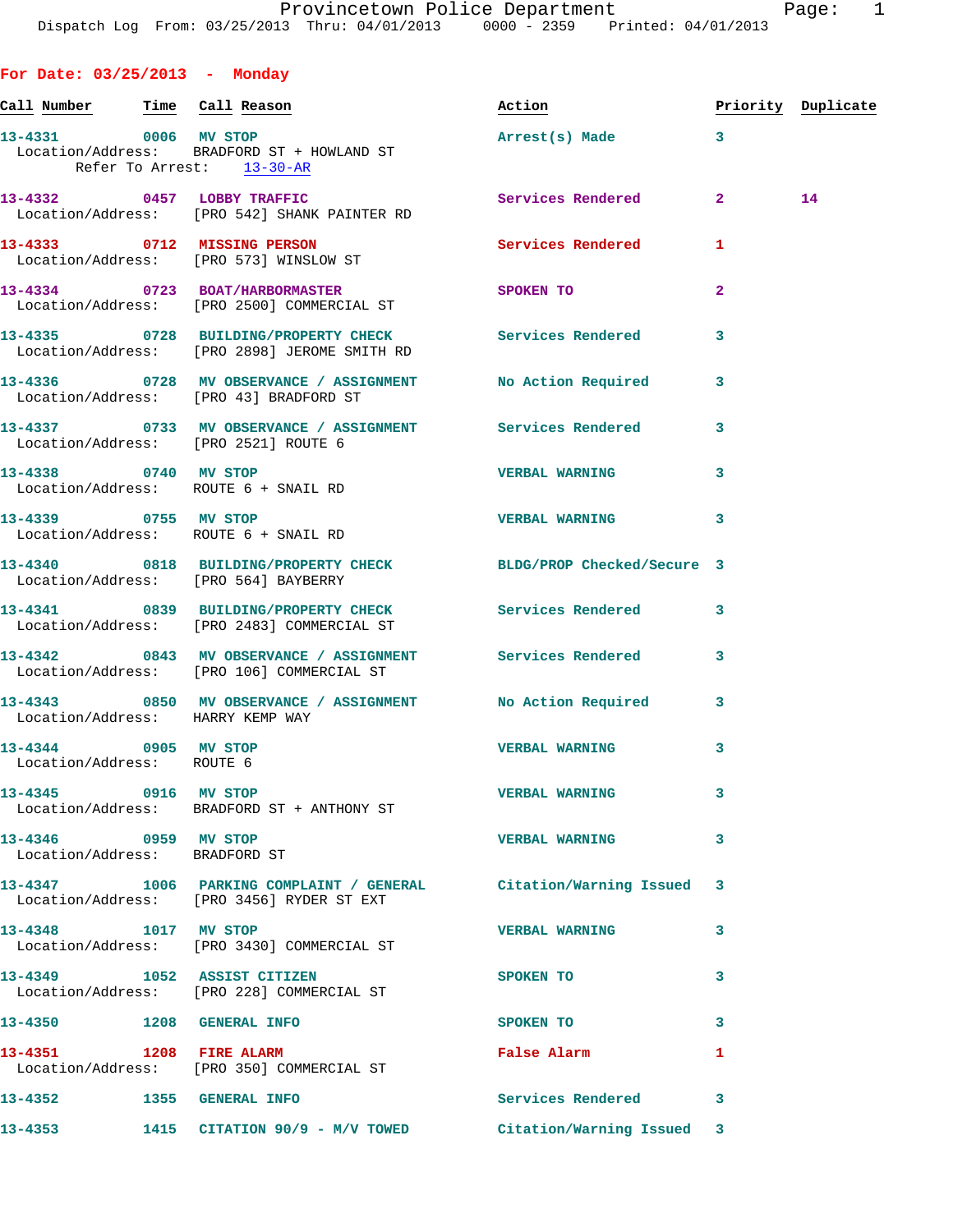Provincetown Police Department
Dispatch Log From: 03/25/2013 Thru: 04/01/2013 0000 - 2359 Printed: 04/01/2013

## For Date: 03/25/2013 - Monday

| Call Number | Time | Call Reason | Action | Priority | Duplicate |
|---|---|---|---|---|---|
| 13-4331 | 0006 | MV STOP<br>Location/Address: BRADFORD ST + HOWLAND ST<br>Refer To Arrest: 13-30-AR | Arrest(s) Made | 3 | |
| 13-4332 | 0457 | LOBBY TRAFFIC<br>Location/Address: [PRO 542] SHANK PAINTER RD | Services Rendered | 2 | 14 |
| 13-4333 | 0712 | MISSING PERSON<br>Location/Address: [PRO 573] WINSLOW ST | Services Rendered | 1 | |
| 13-4334 | 0723 | BOAT/HARBORMASTER<br>Location/Address: [PRO 2500] COMMERCIAL ST | SPOKEN TO | 2 | |
| 13-4335 | 0728 | BUILDING/PROPERTY CHECK<br>Location/Address: [PRO 2898] JEROME SMITH RD | Services Rendered | 3 | |
| 13-4336 | 0728 | MV OBSERVANCE / ASSIGNMENT<br>Location/Address: [PRO 43] BRADFORD ST | No Action Required | 3 | |
| 13-4337 | 0733 | MV OBSERVANCE / ASSIGNMENT<br>Location/Address: [PRO 2521] ROUTE 6 | Services Rendered | 3 | |
| 13-4338 | 0740 | MV STOP<br>Location/Address: ROUTE 6 + SNAIL RD | VERBAL WARNING | 3 | |
| 13-4339 | 0755 | MV STOP<br>Location/Address: ROUTE 6 + SNAIL RD | VERBAL WARNING | 3 | |
| 13-4340 | 0818 | BUILDING/PROPERTY CHECK<br>Location/Address: [PRO 564] BAYBERRY | BLDG/PROP Checked/Secure | 3 | |
| 13-4341 | 0839 | BUILDING/PROPERTY CHECK<br>Location/Address: [PRO 2483] COMMERCIAL ST | Services Rendered | 3 | |
| 13-4342 | 0843 | MV OBSERVANCE / ASSIGNMENT<br>Location/Address: [PRO 106] COMMERCIAL ST | Services Rendered | 3 | |
| 13-4343 | 0850 | MV OBSERVANCE / ASSIGNMENT<br>Location/Address: HARRY KEMP WAY | No Action Required | 3 | |
| 13-4344 | 0905 | MV STOP<br>Location/Address: ROUTE 6 | VERBAL WARNING | 3 | |
| 13-4345 | 0916 | MV STOP<br>Location/Address: BRADFORD ST + ANTHONY ST | VERBAL WARNING | 3 | |
| 13-4346 | 0959 | MV STOP<br>Location/Address: BRADFORD ST | VERBAL WARNING | 3 | |
| 13-4347 | 1006 | PARKING COMPLAINT / GENERAL<br>Location/Address: [PRO 3456] RYDER ST EXT | Citation/Warning Issued | 3 | |
| 13-4348 | 1017 | MV STOP<br>Location/Address: [PRO 3430] COMMERCIAL ST | VERBAL WARNING | 3 | |
| 13-4349 | 1052 | ASSIST CITIZEN<br>Location/Address: [PRO 228] COMMERCIAL ST | SPOKEN TO | 3 | |
| 13-4350 | 1208 | GENERAL INFO | SPOKEN TO | 3 | |
| 13-4351 | 1208 | FIRE ALARM<br>Location/Address: [PRO 350] COMMERCIAL ST | False Alarm | 1 | |
| 13-4352 | 1355 | GENERAL INFO | Services Rendered | 3 | |
| 13-4353 | 1415 | CITATION 90/9 - M/V TOWED | Citation/Warning Issued | 3 | |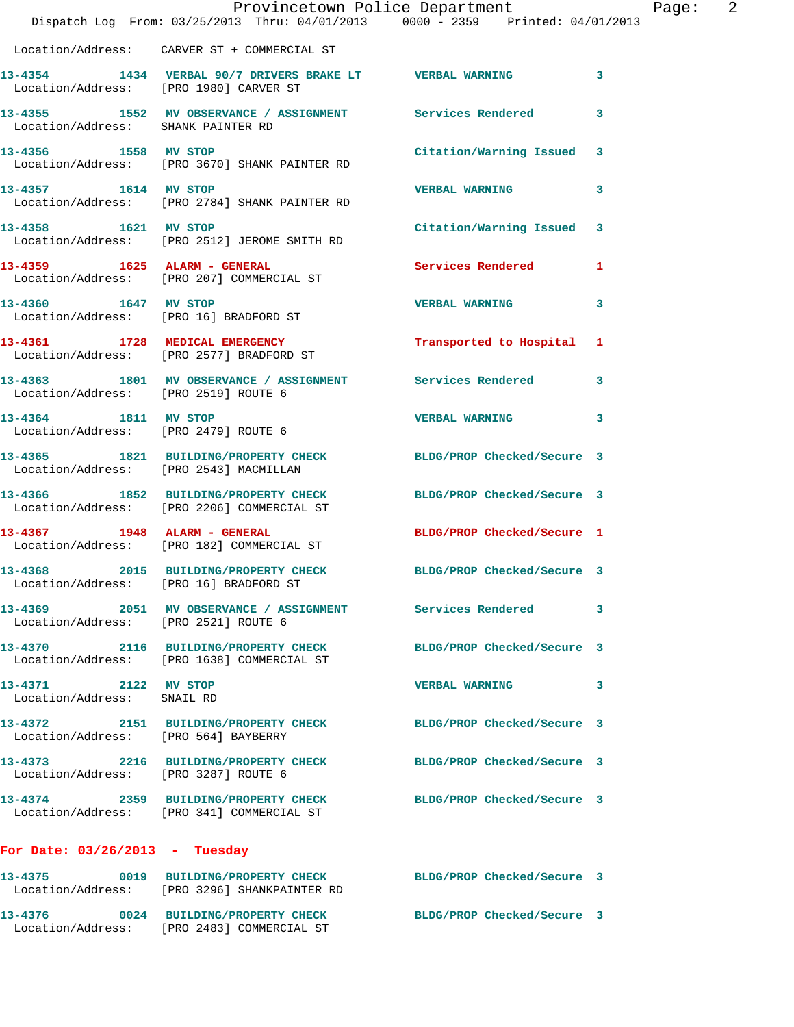Location/Address: CARVER ST + COMMERCIAL ST

**13-4354** 1434 **VERBAL 90/7 DRIVERS BRAKE LT** VERBAL WARNING 3
Location/Address: [PRO 1980] CARVER ST

**13-4355** 1552 **MV OBSERVANCE / ASSIGNMENT** Services Rendered 3
Location/Address: SHANK PAINTER RD

**13-4356** 1558 **MV STOP** Citation/Warning Issued 3
Location/Address: [PRO 3670] SHANK PAINTER RD

**13-4357** 1614 **MV STOP** VERBAL WARNING 3
Location/Address: [PRO 2784] SHANK PAINTER RD

**13-4358** 1621 **MV STOP** Citation/Warning Issued 3
Location/Address: [PRO 2512] JEROME SMITH RD

**13-4359** 1625 **ALARM - GENERAL** Services Rendered 1
Location/Address: [PRO 207] COMMERCIAL ST

**13-4360** 1647 **MV STOP** VERBAL WARNING 3
Location/Address: [PRO 16] BRADFORD ST

**13-4361** 1728 **MEDICAL EMERGENCY** Transported to Hospital 1
Location/Address: [PRO 2577] BRADFORD ST

**13-4363** 1801 **MV OBSERVANCE / ASSIGNMENT** Services Rendered 3
Location/Address: [PRO 2519] ROUTE 6

**13-4364** 1811 **MV STOP** VERBAL WARNING 3
Location/Address: [PRO 2479] ROUTE 6

**13-4365** 1821 **BUILDING/PROPERTY CHECK** BLDG/PROP Checked/Secure 3
Location/Address: [PRO 2543] MACMILLAN

**13-4366** 1852 **BUILDING/PROPERTY CHECK** BLDG/PROP Checked/Secure 3
Location/Address: [PRO 2206] COMMERCIAL ST

**13-4367** 1948 **ALARM - GENERAL** BLDG/PROP Checked/Secure 1
Location/Address: [PRO 182] COMMERCIAL ST

**13-4368** 2015 **BUILDING/PROPERTY CHECK** BLDG/PROP Checked/Secure 3
Location/Address: [PRO 16] BRADFORD ST

**13-4369** 2051 **MV OBSERVANCE / ASSIGNMENT** Services Rendered 3
Location/Address: [PRO 2521] ROUTE 6

**13-4370** 2116 **BUILDING/PROPERTY CHECK** BLDG/PROP Checked/Secure 3
Location/Address: [PRO 1638] COMMERCIAL ST

**13-4371** 2122 **MV STOP** VERBAL WARNING 3
Location/Address: SNAIL RD

**13-4372** 2151 **BUILDING/PROPERTY CHECK** BLDG/PROP Checked/Secure 3
Location/Address: [PRO 564] BAYBERRY

**13-4373** 2216 **BUILDING/PROPERTY CHECK** BLDG/PROP Checked/Secure 3
Location/Address: [PRO 3287] ROUTE 6

**13-4374** 2359 **BUILDING/PROPERTY CHECK** BLDG/PROP Checked/Secure 3
Location/Address: [PRO 341] COMMERCIAL ST

## For Date: 03/26/2013 - Tuesday

**13-4375** 0019 **BUILDING/PROPERTY CHECK** BLDG/PROP Checked/Secure 3
Location/Address: [PRO 3296] SHANKPAINTER RD

**13-4376** 0024 **BUILDING/PROPERTY CHECK** BLDG/PROP Checked/Secure 3
Location/Address: [PRO 2483] COMMERCIAL ST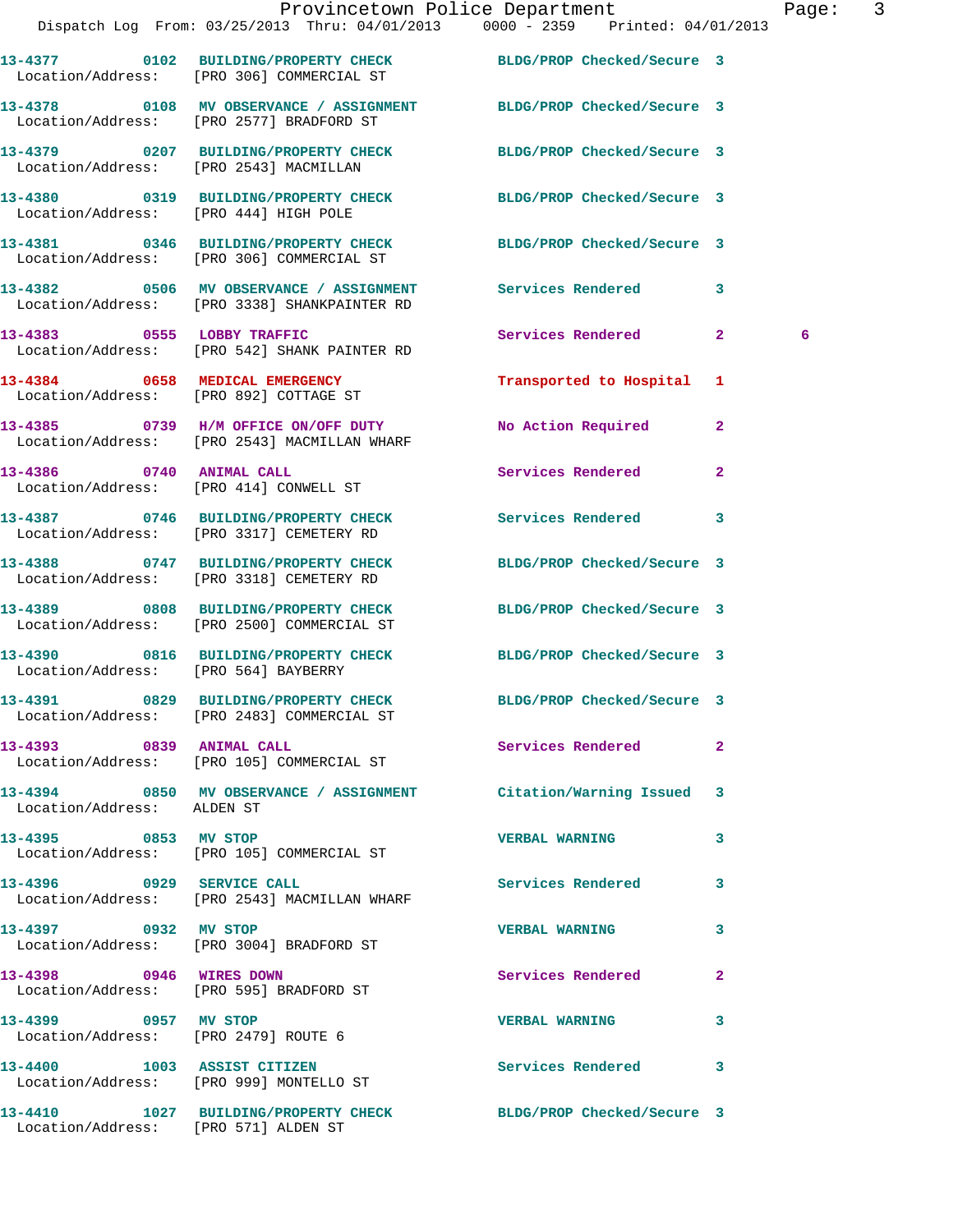| Call # | Time | Call Reason | Action | Priority | |
|---|---|---|---|---|---|
| 13-4377 | 0102 | BUILDING/PROPERTY CHECK | BLDG/PROP Checked/Secure | 3 | |
| Location/Address: | | [PRO 306] COMMERCIAL ST | | | |
| 13-4378 | 0108 | MV OBSERVANCE / ASSIGNMENT | BLDG/PROP Checked/Secure | 3 | |
| Location/Address: | | [PRO 2577] BRADFORD ST | | | |
| 13-4379 | 0207 | BUILDING/PROPERTY CHECK | BLDG/PROP Checked/Secure | 3 | |
| Location/Address: | | [PRO 2543] MACMILLAN | | | |
| 13-4380 | 0319 | BUILDING/PROPERTY CHECK | BLDG/PROP Checked/Secure | 3 | |
| Location/Address: | | [PRO 444] HIGH POLE | | | |
| 13-4381 | 0346 | BUILDING/PROPERTY CHECK | BLDG/PROP Checked/Secure | 3 | |
| Location/Address: | | [PRO 306] COMMERCIAL ST | | | |
| 13-4382 | 0506 | MV OBSERVANCE / ASSIGNMENT | Services Rendered | 3 | |
| Location/Address: | | [PRO 3338] SHANKPAINTER RD | | | |
| 13-4383 | 0555 | LOBBY TRAFFIC | Services Rendered | 2 | 6 |
| Location/Address: | | [PRO 542] SHANK PAINTER RD | | | |
| 13-4384 | 0658 | MEDICAL EMERGENCY | Transported to Hospital | 1 | |
| Location/Address: | | [PRO 892] COTTAGE ST | | | |
| 13-4385 | 0739 | H/M OFFICE ON/OFF DUTY | No Action Required | 2 | |
| Location/Address: | | [PRO 2543] MACMILLAN WHARF | | | |
| 13-4386 | 0740 | ANIMAL CALL | Services Rendered | 2 | |
| Location/Address: | | [PRO 414] CONWELL ST | | | |
| 13-4387 | 0746 | BUILDING/PROPERTY CHECK | Services Rendered | 3 | |
| Location/Address: | | [PRO 3317] CEMETERY RD | | | |
| 13-4388 | 0747 | BUILDING/PROPERTY CHECK | BLDG/PROP Checked/Secure | 3 | |
| Location/Address: | | [PRO 3318] CEMETERY RD | | | |
| 13-4389 | 0808 | BUILDING/PROPERTY CHECK | BLDG/PROP Checked/Secure | 3 | |
| Location/Address: | | [PRO 2500] COMMERCIAL ST | | | |
| 13-4390 | 0816 | BUILDING/PROPERTY CHECK | BLDG/PROP Checked/Secure | 3 | |
| Location/Address: | | [PRO 564] BAYBERRY | | | |
| 13-4391 | 0829 | BUILDING/PROPERTY CHECK | BLDG/PROP Checked/Secure | 3 | |
| Location/Address: | | [PRO 2483] COMMERCIAL ST | | | |
| 13-4393 | 0839 | ANIMAL CALL | Services Rendered | 2 | |
| Location/Address: | | [PRO 105] COMMERCIAL ST | | | |
| 13-4394 | 0850 | MV OBSERVANCE / ASSIGNMENT | Citation/Warning Issued | 3 | |
| Location/Address: | | ALDEN ST | | | |
| 13-4395 | 0853 | MV STOP | VERBAL WARNING | 3 | |
| Location/Address: | | [PRO 105] COMMERCIAL ST | | | |
| 13-4396 | 0929 | SERVICE CALL | Services Rendered | 3 | |
| Location/Address: | | [PRO 2543] MACMILLAN WHARF | | | |
| 13-4397 | 0932 | MV STOP | VERBAL WARNING | 3 | |
| Location/Address: | | [PRO 3004] BRADFORD ST | | | |
| 13-4398 | 0946 | WIRES DOWN | Services Rendered | 2 | |
| Location/Address: | | [PRO 595] BRADFORD ST | | | |
| 13-4399 | 0957 | MV STOP | VERBAL WARNING | 3 | |
| Location/Address: | | [PRO 2479] ROUTE 6 | | | |
| 13-4400 | 1003 | ASSIST CITIZEN | Services Rendered | 3 | |
| Location/Address: | | [PRO 999] MONTELLO ST | | | |
| 13-4410 | 1027 | BUILDING/PROPERTY CHECK | BLDG/PROP Checked/Secure | 3 | |
| Location/Address: | | [PRO 571] ALDEN ST | | | |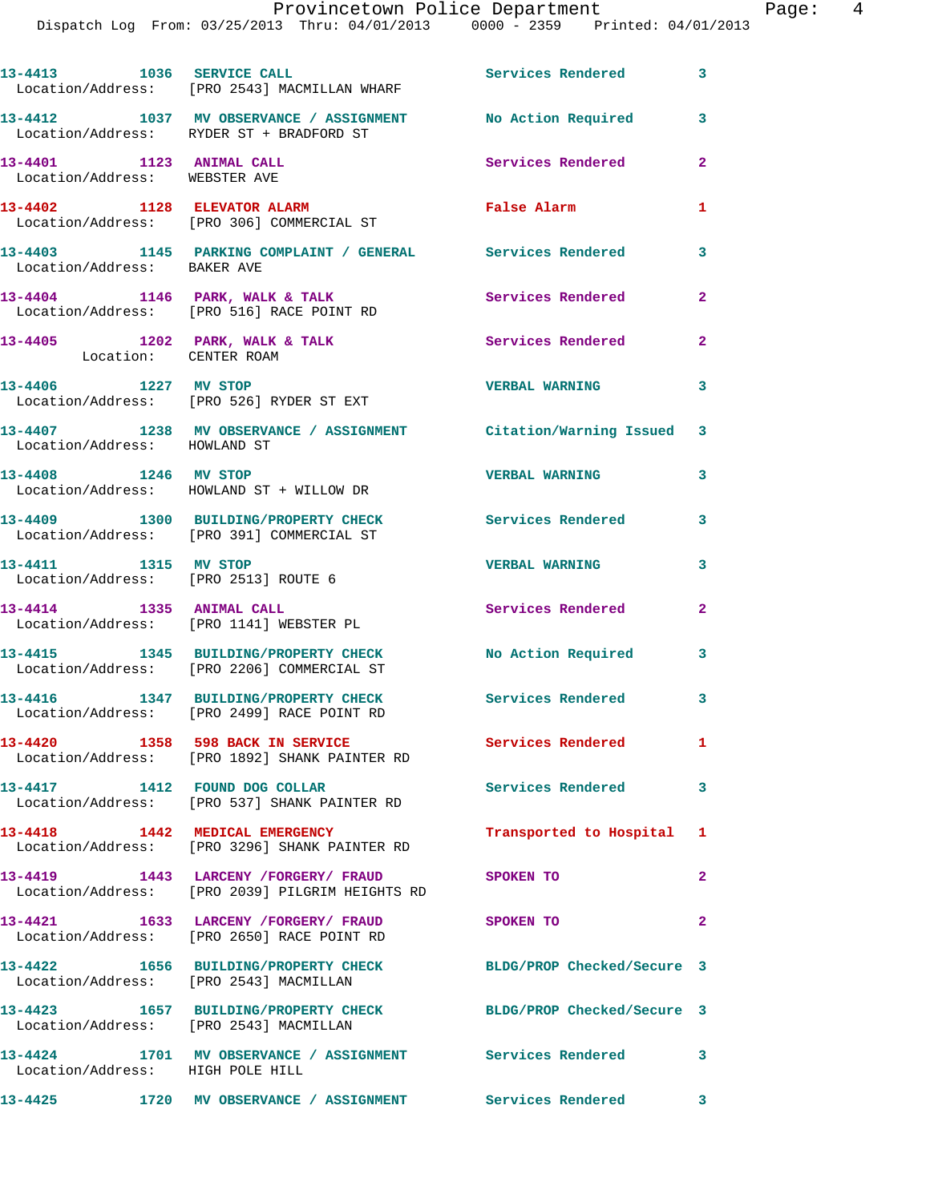13-4413 1036 SERVICE CALL Services Rendered 3
Location/Address: [PRO 2543] MACMILLAN WHARF

13-4412 1037 MV OBSERVANCE / ASSIGNMENT No Action Required 3
Location/Address: RYDER ST + BRADFORD ST

13-4401 1123 ANIMAL CALL Services Rendered 2
Location/Address: WEBSTER AVE

13-4402 1128 ELEVATOR ALARM False Alarm 1
Location/Address: [PRO 306] COMMERCIAL ST

13-4403 1145 PARKING COMPLAINT / GENERAL Services Rendered 3
Location/Address: BAKER AVE

13-4404 1146 PARK, WALK & TALK Services Rendered 2
Location/Address: [PRO 516] RACE POINT RD

13-4405 1202 PARK, WALK & TALK Services Rendered 2
Location: CENTER ROAM

13-4406 1227 MV STOP VERBAL WARNING 3
Location/Address: [PRO 526] RYDER ST EXT

13-4407 1238 MV OBSERVANCE / ASSIGNMENT Citation/Warning Issued 3
Location/Address: HOWLAND ST

13-4408 1246 MV STOP VERBAL WARNING 3
Location/Address: HOWLAND ST + WILLOW DR

13-4409 1300 BUILDING/PROPERTY CHECK Services Rendered 3
Location/Address: [PRO 391] COMMERCIAL ST

13-4411 1315 MV STOP VERBAL WARNING 3
Location/Address: [PRO 2513] ROUTE 6

13-4414 1335 ANIMAL CALL Services Rendered 2
Location/Address: [PRO 1141] WEBSTER PL

13-4415 1345 BUILDING/PROPERTY CHECK No Action Required 3
Location/Address: [PRO 2206] COMMERCIAL ST

13-4416 1347 BUILDING/PROPERTY CHECK Services Rendered 3
Location/Address: [PRO 2499] RACE POINT RD

13-4420 1358 598 BACK IN SERVICE Services Rendered 1
Location/Address: [PRO 1892] SHANK PAINTER RD

13-4417 1412 FOUND DOG COLLAR Services Rendered 3
Location/Address: [PRO 537] SHANK PAINTER RD

13-4418 1442 MEDICAL EMERGENCY Transported to Hospital 1
Location/Address: [PRO 3296] SHANK PAINTER RD

13-4419 1443 LARCENY /FORGERY/ FRAUD SPOKEN TO 2
Location/Address: [PRO 2039] PILGRIM HEIGHTS RD

13-4421 1633 LARCENY /FORGERY/ FRAUD SPOKEN TO 2
Location/Address: [PRO 2650] RACE POINT RD

13-4422 1656 BUILDING/PROPERTY CHECK BLDG/PROP Checked/Secure 3
Location/Address: [PRO 2543] MACMILLAN

13-4423 1657 BUILDING/PROPERTY CHECK BLDG/PROP Checked/Secure 3
Location/Address: [PRO 2543] MACMILLAN

13-4424 1701 MV OBSERVANCE / ASSIGNMENT Services Rendered 3
Location/Address: HIGH POLE HILL

13-4425 1720 MV OBSERVANCE / ASSIGNMENT Services Rendered 3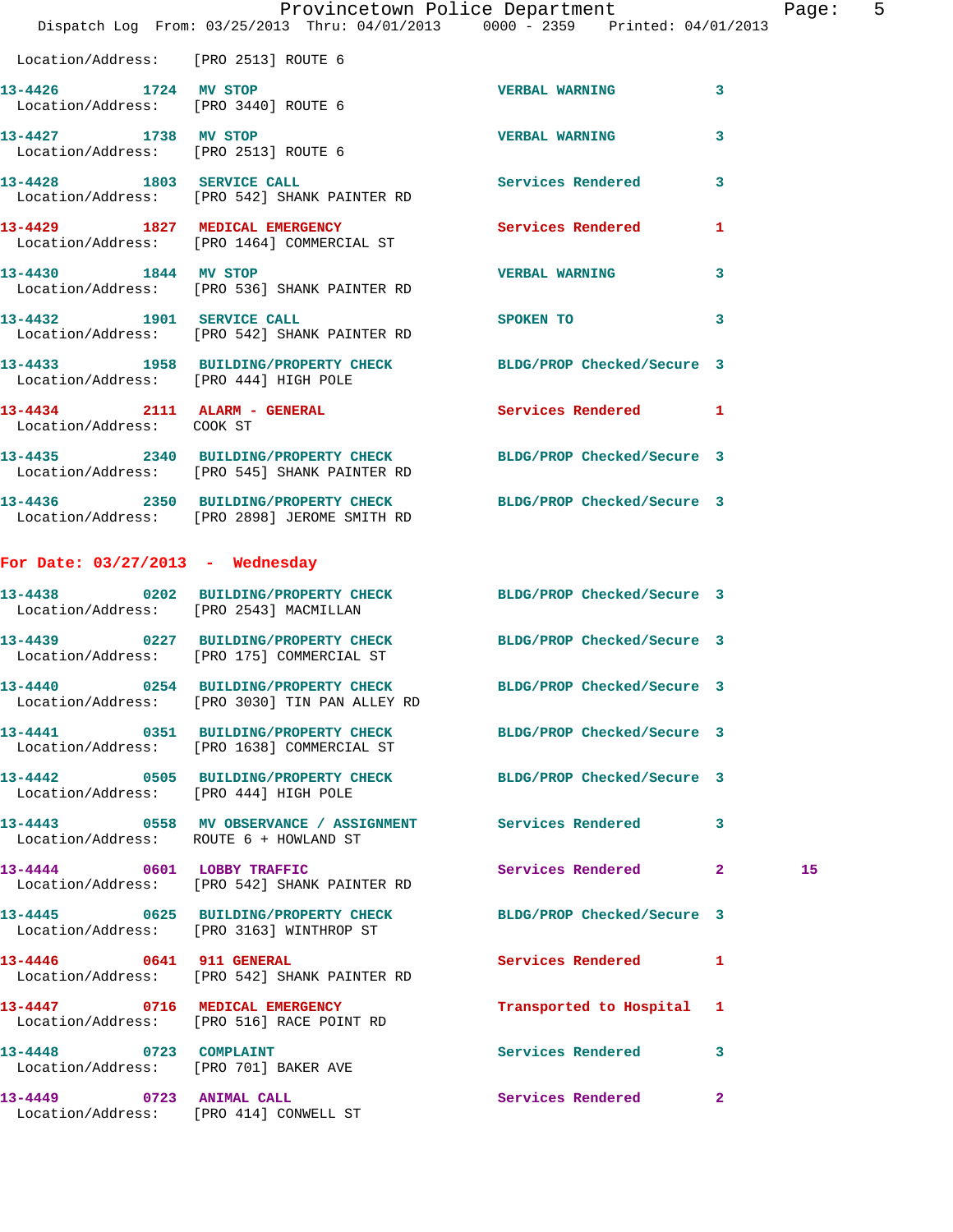Location/Address: [PRO 2513] ROUTE 6

| Call # | Time | Call Reason | Action | Priority | |
|---|---|---|---|---|---|
| 13-4426 | 1724 | MV STOP | VERBAL WARNING | 3 | |
| Location/Address: [PRO 3440] ROUTE 6 | | | | | |
| 13-4427 | 1738 | MV STOP | VERBAL WARNING | 3 | |
| Location/Address: [PRO 2513] ROUTE 6 | | | | | |
| 13-4428 | 1803 | SERVICE CALL | Services Rendered | 3 | |
| Location/Address: [PRO 542] SHANK PAINTER RD | | | | | |
| 13-4429 | 1827 | MEDICAL EMERGENCY | Services Rendered | 1 | |
| Location/Address: [PRO 1464] COMMERCIAL ST | | | | | |
| 13-4430 | 1844 | MV STOP | VERBAL WARNING | 3 | |
| Location/Address: [PRO 536] SHANK PAINTER RD | | | | | |
| 13-4432 | 1901 | SERVICE CALL | SPOKEN TO | 3 | |
| Location/Address: [PRO 542] SHANK PAINTER RD | | | | | |
| 13-4433 | 1958 | BUILDING/PROPERTY CHECK | BLDG/PROP Checked/Secure | 3 | |
| Location/Address: [PRO 444] HIGH POLE | | | | | |
| 13-4434 | 2111 | ALARM - GENERAL | Services Rendered | 1 | |
| Location/Address: COOK ST | | | | | |
| 13-4435 | 2340 | BUILDING/PROPERTY CHECK | BLDG/PROP Checked/Secure | 3 | |
| Location/Address: [PRO 545] SHANK PAINTER RD | | | | | |
| 13-4436 | 2350 | BUILDING/PROPERTY CHECK | BLDG/PROP Checked/Secure | 3 | |
| Location/Address: [PRO 2898] JEROME SMITH RD | | | | | |

## For Date: 03/27/2013 - Wednesday

| Call # | Time | Call Reason | Action | Priority | |
|---|---|---|---|---|---|
| 13-4438 | 0202 | BUILDING/PROPERTY CHECK | BLDG/PROP Checked/Secure | 3 | |
| Location/Address: [PRO 2543] MACMILLAN | | | | | |
| 13-4439 | 0227 | BUILDING/PROPERTY CHECK | BLDG/PROP Checked/Secure | 3 | |
| Location/Address: [PRO 175] COMMERCIAL ST | | | | | |
| 13-4440 | 0254 | BUILDING/PROPERTY CHECK | BLDG/PROP Checked/Secure | 3 | |
| Location/Address: [PRO 3030] TIN PAN ALLEY RD | | | | | |
| 13-4441 | 0351 | BUILDING/PROPERTY CHECK | BLDG/PROP Checked/Secure | 3 | |
| Location/Address: [PRO 1638] COMMERCIAL ST | | | | | |
| 13-4442 | 0505 | BUILDING/PROPERTY CHECK | BLDG/PROP Checked/Secure | 3 | |
| Location/Address: [PRO 444] HIGH POLE | | | | | |
| 13-4443 | 0558 | MV OBSERVANCE / ASSIGNMENT | Services Rendered | 3 | |
| Location/Address: ROUTE 6 + HOWLAND ST | | | | | |
| 13-4444 | 0601 | LOBBY TRAFFIC | Services Rendered | 2 | 15 |
| Location/Address: [PRO 542] SHANK PAINTER RD | | | | | |
| 13-4445 | 0625 | BUILDING/PROPERTY CHECK | BLDG/PROP Checked/Secure | 3 | |
| Location/Address: [PRO 3163] WINTHROP ST | | | | | |
| 13-4446 | 0641 | 911 GENERAL | Services Rendered | 1 | |
| Location/Address: [PRO 542] SHANK PAINTER RD | | | | | |
| 13-4447 | 0716 | MEDICAL EMERGENCY | Transported to Hospital | 1 | |
| Location/Address: [PRO 516] RACE POINT RD | | | | | |
| 13-4448 | 0723 | COMPLAINT | Services Rendered | 3 | |
| Location/Address: [PRO 701] BAKER AVE | | | | | |
| 13-4449 | 0723 | ANIMAL CALL | Services Rendered | 2 | |
| Location/Address: [PRO 414] CONWELL ST | | | | | |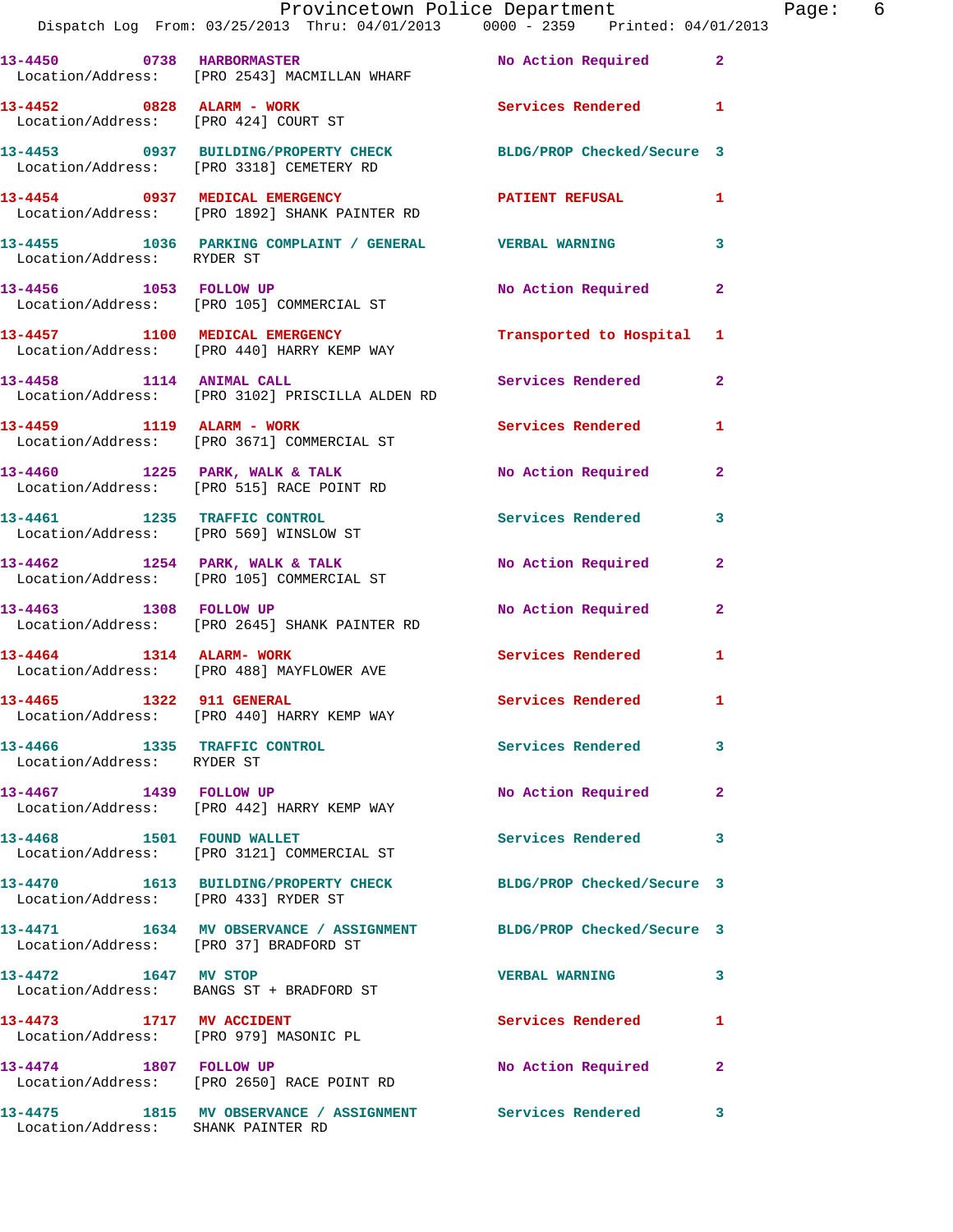13-4450 0738 HARBORMASTER No Action Required 2
Location/Address: [PRO 2543] MACMILLAN WHARF

13-4452 0828 ALARM - WORK Services Rendered 1
Location/Address: [PRO 424] COURT ST

13-4453 0937 BUILDING/PROPERTY CHECK BLDG/PROP Checked/Secure 3
Location/Address: [PRO 3318] CEMETERY RD

13-4454 0937 MEDICAL EMERGENCY PATIENT REFUSAL 1
Location/Address: [PRO 1892] SHANK PAINTER RD

13-4455 1036 PARKING COMPLAINT / GENERAL VERBAL WARNING 3
Location/Address: RYDER ST

13-4456 1053 FOLLOW UP No Action Required 2
Location/Address: [PRO 105] COMMERCIAL ST

13-4457 1100 MEDICAL EMERGENCY Transported to Hospital 1
Location/Address: [PRO 440] HARRY KEMP WAY

13-4458 1114 ANIMAL CALL Services Rendered 2
Location/Address: [PRO 3102] PRISCILLA ALDEN RD

13-4459 1119 ALARM - WORK Services Rendered 1
Location/Address: [PRO 3671] COMMERCIAL ST

13-4460 1225 PARK, WALK & TALK No Action Required 2
Location/Address: [PRO 515] RACE POINT RD

13-4461 1235 TRAFFIC CONTROL Services Rendered 3
Location/Address: [PRO 569] WINSLOW ST

13-4462 1254 PARK, WALK & TALK No Action Required 2
Location/Address: [PRO 105] COMMERCIAL ST

13-4463 1308 FOLLOW UP No Action Required 2
Location/Address: [PRO 2645] SHANK PAINTER RD

13-4464 1314 ALARM- WORK Services Rendered 1
Location/Address: [PRO 488] MAYFLOWER AVE

13-4465 1322 911 GENERAL Services Rendered 1
Location/Address: [PRO 440] HARRY KEMP WAY

13-4466 1335 TRAFFIC CONTROL Services Rendered 3
Location/Address: RYDER ST

13-4467 1439 FOLLOW UP No Action Required 2
Location/Address: [PRO 442] HARRY KEMP WAY

13-4468 1501 FOUND WALLET Services Rendered 3
Location/Address: [PRO 3121] COMMERCIAL ST

13-4470 1613 BUILDING/PROPERTY CHECK BLDG/PROP Checked/Secure 3
Location/Address: [PRO 433] RYDER ST

13-4471 1634 MV OBSERVANCE / ASSIGNMENT BLDG/PROP Checked/Secure 3
Location/Address: [PRO 37] BRADFORD ST

13-4472 1647 MV STOP VERBAL WARNING 3
Location/Address: BANGS ST + BRADFORD ST

13-4473 1717 MV ACCIDENT Services Rendered 1
Location/Address: [PRO 979] MASONIC PL

13-4474 1807 FOLLOW UP No Action Required 2
Location/Address: [PRO 2650] RACE POINT RD

13-4475 1815 MV OBSERVANCE / ASSIGNMENT Services Rendered 3
Location/Address: SHANK PAINTER RD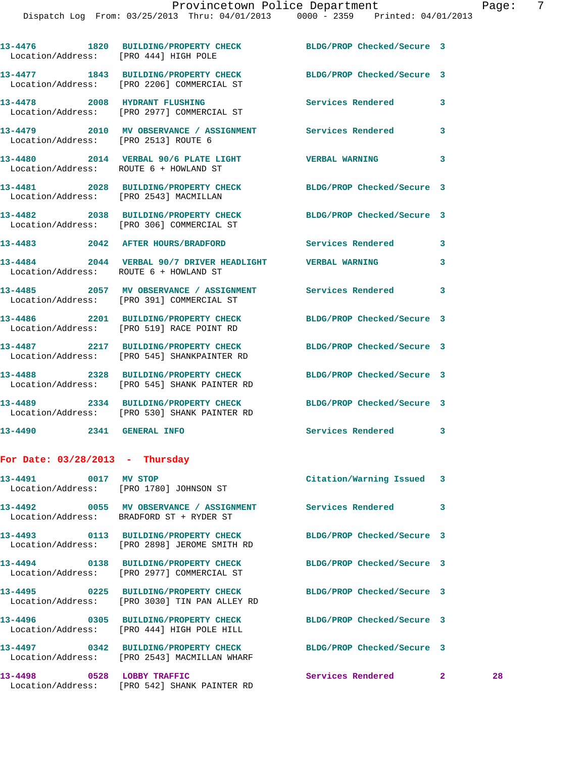13-4476 1820 BUILDING/PROPERTY CHECK BLDG/PROP Checked/Secure 3
Location/Address: [PRO 444] HIGH POLE

13-4477 1843 BUILDING/PROPERTY CHECK BLDG/PROP Checked/Secure 3
Location/Address: [PRO 2206] COMMERCIAL ST

13-4478 2008 HYDRANT FLUSHING Services Rendered 3
Location/Address: [PRO 2977] COMMERCIAL ST

13-4479 2010 MV OBSERVANCE / ASSIGNMENT Services Rendered 3
Location/Address: [PRO 2513] ROUTE 6

13-4480 2014 VERBAL 90/6 PLATE LIGHT VERBAL WARNING 3
Location/Address: ROUTE 6 + HOWLAND ST

13-4481 2028 BUILDING/PROPERTY CHECK BLDG/PROP Checked/Secure 3
Location/Address: [PRO 2543] MACMILLAN

13-4482 2038 BUILDING/PROPERTY CHECK BLDG/PROP Checked/Secure 3
Location/Address: [PRO 306] COMMERCIAL ST

13-4483 2042 AFTER HOURS/BRADFORD Services Rendered 3

13-4484 2044 VERBAL 90/7 DRIVER HEADLIGHT VERBAL WARNING 3
Location/Address: ROUTE 6 + HOWLAND ST

13-4485 2057 MV OBSERVANCE / ASSIGNMENT Services Rendered 3
Location/Address: [PRO 391] COMMERCIAL ST

13-4486 2201 BUILDING/PROPERTY CHECK BLDG/PROP Checked/Secure 3
Location/Address: [PRO 519] RACE POINT RD

13-4487 2217 BUILDING/PROPERTY CHECK BLDG/PROP Checked/Secure 3
Location/Address: [PRO 545] SHANKPAINTER RD

13-4488 2328 BUILDING/PROPERTY CHECK BLDG/PROP Checked/Secure 3
Location/Address: [PRO 545] SHANK PAINTER RD

13-4489 2334 BUILDING/PROPERTY CHECK BLDG/PROP Checked/Secure 3
Location/Address: [PRO 530] SHANK PAINTER RD

13-4490 2341 GENERAL INFO Services Rendered 3

**For Date: 03/28/2013 - Thursday**

13-4491 0017 MV STOP Citation/Warning Issued 3
Location/Address: [PRO 1780] JOHNSON ST

13-4492 0055 MV OBSERVANCE / ASSIGNMENT Services Rendered 3
Location/Address: BRADFORD ST + RYDER ST

13-4493 0113 BUILDING/PROPERTY CHECK BLDG/PROP Checked/Secure 3
Location/Address: [PRO 2898] JEROME SMITH RD

13-4494 0138 BUILDING/PROPERTY CHECK BLDG/PROP Checked/Secure 3
Location/Address: [PRO 2977] COMMERCIAL ST

13-4495 0225 BUILDING/PROPERTY CHECK BLDG/PROP Checked/Secure 3
Location/Address: [PRO 3030] TIN PAN ALLEY RD

13-4496 0305 BUILDING/PROPERTY CHECK BLDG/PROP Checked/Secure 3
Location/Address: [PRO 444] HIGH POLE HILL

13-4497 0342 BUILDING/PROPERTY CHECK BLDG/PROP Checked/Secure 3
Location/Address: [PRO 2543] MACMILLAN WHARF

13-4498 0528 LOBBY TRAFFIC Services Rendered 2 28
Location/Address: [PRO 542] SHANK PAINTER RD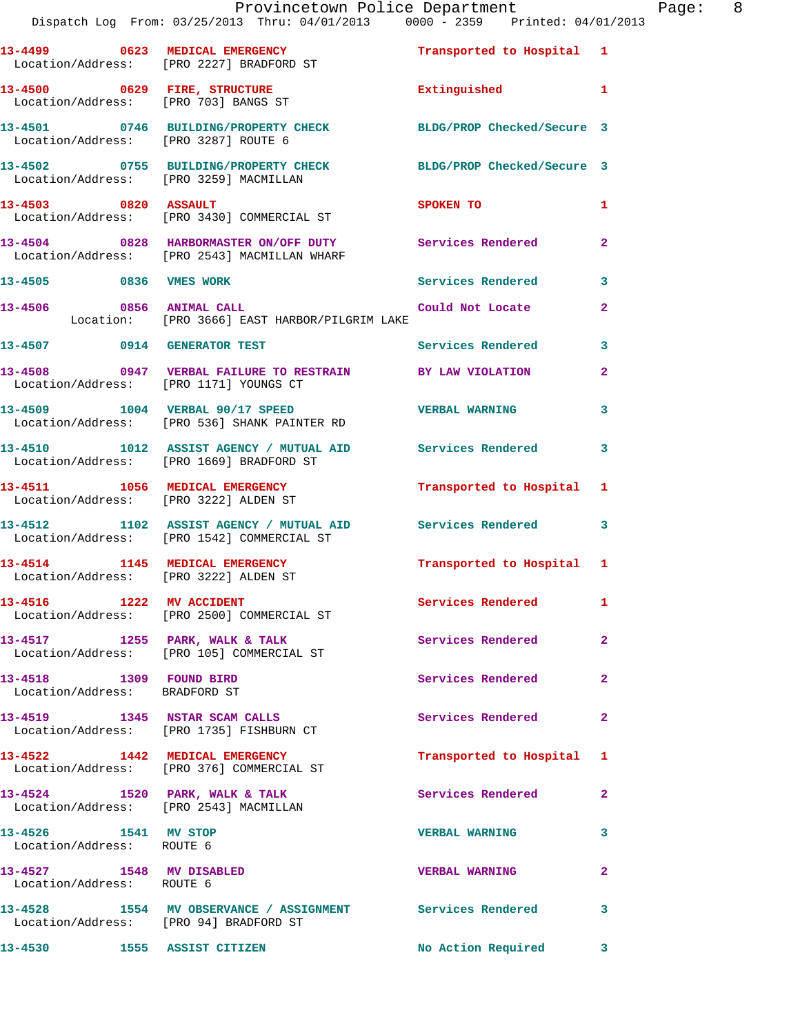13-4499 0623 MEDICAL EMERGENCY Transported to Hospital 1
Location/Address: [PRO 2227] BRADFORD ST

13-4500 0629 FIRE, STRUCTURE Extinguished 1
Location/Address: [PRO 703] BANGS ST

13-4501 0746 BUILDING/PROPERTY CHECK BLDG/PROP Checked/Secure 3
Location/Address: [PRO 3287] ROUTE 6

13-4502 0755 BUILDING/PROPERTY CHECK BLDG/PROP Checked/Secure 3
Location/Address: [PRO 3259] MACMILLAN

13-4503 0820 ASSAULT SPOKEN TO 1
Location/Address: [PRO 3430] COMMERCIAL ST

13-4504 0828 HARBORMASTER ON/OFF DUTY Services Rendered 2
Location/Address: [PRO 2543] MACMILLAN WHARF

13-4505 0836 VMES WORK Services Rendered 3

13-4506 0856 ANIMAL CALL Could Not Locate 2
Location: [PRO 3666] EAST HARBOR/PILGRIM LAKE

13-4507 0914 GENERATOR TEST Services Rendered 3

13-4508 0947 VERBAL FAILURE TO RESTRAIN BY LAW VIOLATION 2
Location/Address: [PRO 1171] YOUNGS CT

13-4509 1004 VERBAL 90/17 SPEED VERBAL WARNING 3
Location/Address: [PRO 536] SHANK PAINTER RD

13-4510 1012 ASSIST AGENCY / MUTUAL AID Services Rendered 3
Location/Address: [PRO 1669] BRADFORD ST

13-4511 1056 MEDICAL EMERGENCY Transported to Hospital 1
Location/Address: [PRO 3222] ALDEN ST

13-4512 1102 ASSIST AGENCY / MUTUAL AID Services Rendered 3
Location/Address: [PRO 1542] COMMERCIAL ST

13-4514 1145 MEDICAL EMERGENCY Transported to Hospital 1
Location/Address: [PRO 3222] ALDEN ST

13-4516 1222 MV ACCIDENT Services Rendered 1
Location/Address: [PRO 2500] COMMERCIAL ST

13-4517 1255 PARK, WALK & TALK Services Rendered 2
Location/Address: [PRO 105] COMMERCIAL ST

13-4518 1309 FOUND BIRD Services Rendered 2
Location/Address: BRADFORD ST

13-4519 1345 NSTAR SCAM CALLS Services Rendered 2
Location/Address: [PRO 1735] FISHBURN CT

13-4522 1442 MEDICAL EMERGENCY Transported to Hospital 1
Location/Address: [PRO 376] COMMERCIAL ST

13-4524 1520 PARK, WALK & TALK Services Rendered 2
Location/Address: [PRO 2543] MACMILLAN

13-4526 1541 MV STOP VERBAL WARNING 3
Location/Address: ROUTE 6

13-4527 1548 MV DISABLED VERBAL WARNING 2
Location/Address: ROUTE 6

13-4528 1554 MV OBSERVANCE / ASSIGNMENT Services Rendered 3
Location/Address: [PRO 94] BRADFORD ST

13-4530 1555 ASSIST CITIZEN No Action Required 3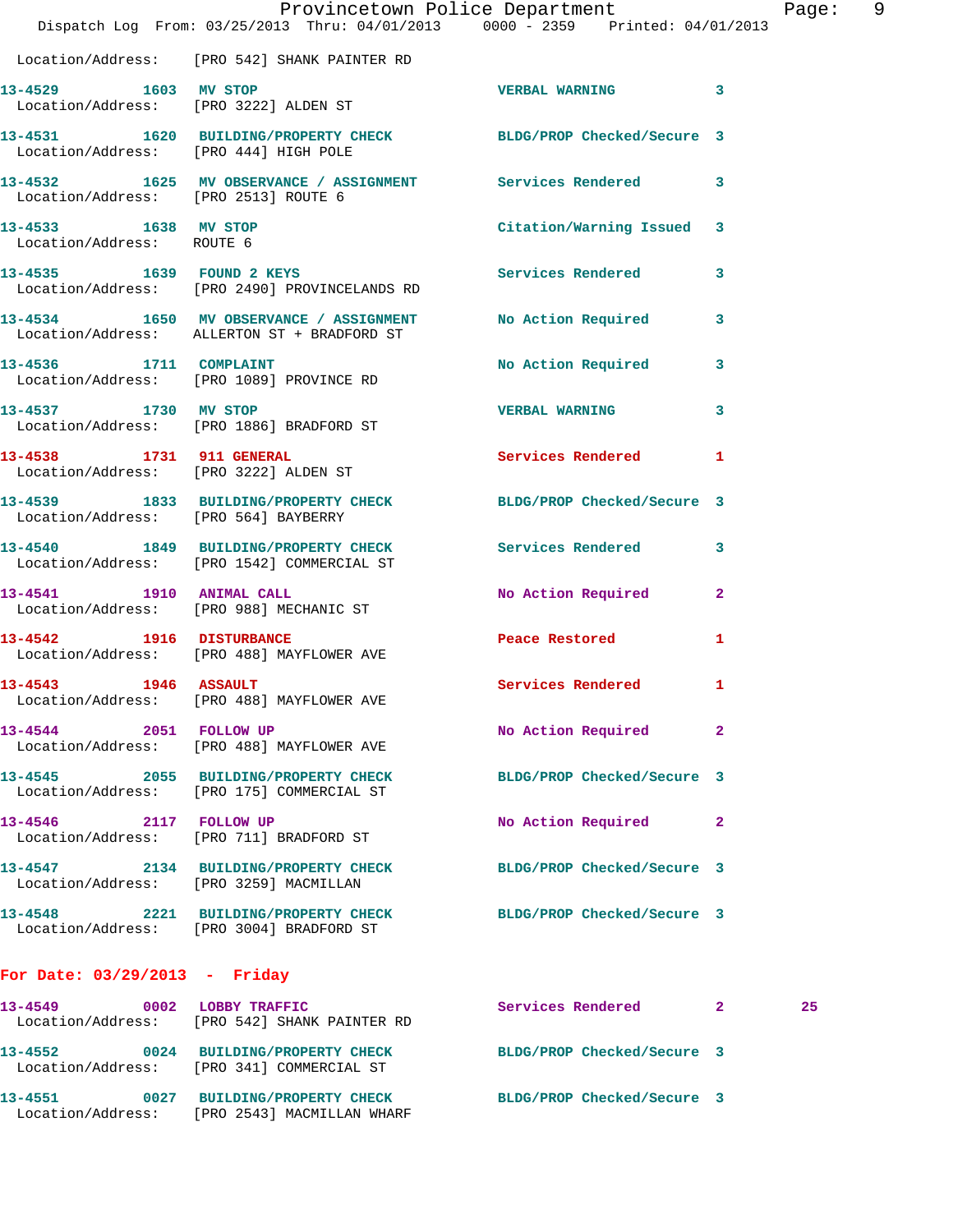Location/Address: [PRO 542] SHANK PAINTER RD

13-4529 1603 MV STOP VERBAL WARNING 3
Location/Address: [PRO 3222] ALDEN ST

13-4531 1620 BUILDING/PROPERTY CHECK BLDG/PROP Checked/Secure 3
Location/Address: [PRO 444] HIGH POLE

13-4532 1625 MV OBSERVANCE / ASSIGNMENT Services Rendered 3
Location/Address: [PRO 2513] ROUTE 6

13-4533 1638 MV STOP Citation/Warning Issued 3
Location/Address: ROUTE 6

13-4535 1639 FOUND 2 KEYS Services Rendered 3
Location/Address: [PRO 2490] PROVINCELANDS RD

13-4534 1650 MV OBSERVANCE / ASSIGNMENT No Action Required 3
Location/Address: ALLERTON ST + BRADFORD ST

13-4536 1711 COMPLAINT No Action Required 3
Location/Address: [PRO 1089] PROVINCE RD

13-4537 1730 MV STOP VERBAL WARNING 3
Location/Address: [PRO 1886] BRADFORD ST

13-4538 1731 911 GENERAL Services Rendered 1
Location/Address: [PRO 3222] ALDEN ST

13-4539 1833 BUILDING/PROPERTY CHECK BLDG/PROP Checked/Secure 3
Location/Address: [PRO 564] BAYBERRY

13-4540 1849 BUILDING/PROPERTY CHECK Services Rendered 3
Location/Address: [PRO 1542] COMMERCIAL ST

13-4541 1910 ANIMAL CALL No Action Required 2
Location/Address: [PRO 988] MECHANIC ST

13-4542 1916 DISTURBANCE Peace Restored 1
Location/Address: [PRO 488] MAYFLOWER AVE

13-4543 1946 ASSAULT Services Rendered 1
Location/Address: [PRO 488] MAYFLOWER AVE

13-4544 2051 FOLLOW UP No Action Required 2
Location/Address: [PRO 488] MAYFLOWER AVE

13-4545 2055 BUILDING/PROPERTY CHECK BLDG/PROP Checked/Secure 3
Location/Address: [PRO 175] COMMERCIAL ST

13-4546 2117 FOLLOW UP No Action Required 2
Location/Address: [PRO 711] BRADFORD ST

13-4547 2134 BUILDING/PROPERTY CHECK BLDG/PROP Checked/Secure 3
Location/Address: [PRO 3259] MACMILLAN

13-4548 2221 BUILDING/PROPERTY CHECK BLDG/PROP Checked/Secure 3
Location/Address: [PRO 3004] BRADFORD ST

## For Date: 03/29/2013 - Friday

13-4549 0002 LOBBY TRAFFIC Services Rendered 2 25
Location/Address: [PRO 542] SHANK PAINTER RD

13-4552 0024 BUILDING/PROPERTY CHECK BLDG/PROP Checked/Secure 3
Location/Address: [PRO 341] COMMERCIAL ST

13-4551 0027 BUILDING/PROPERTY CHECK BLDG/PROP Checked/Secure 3
Location/Address: [PRO 2543] MACMILLAN WHARF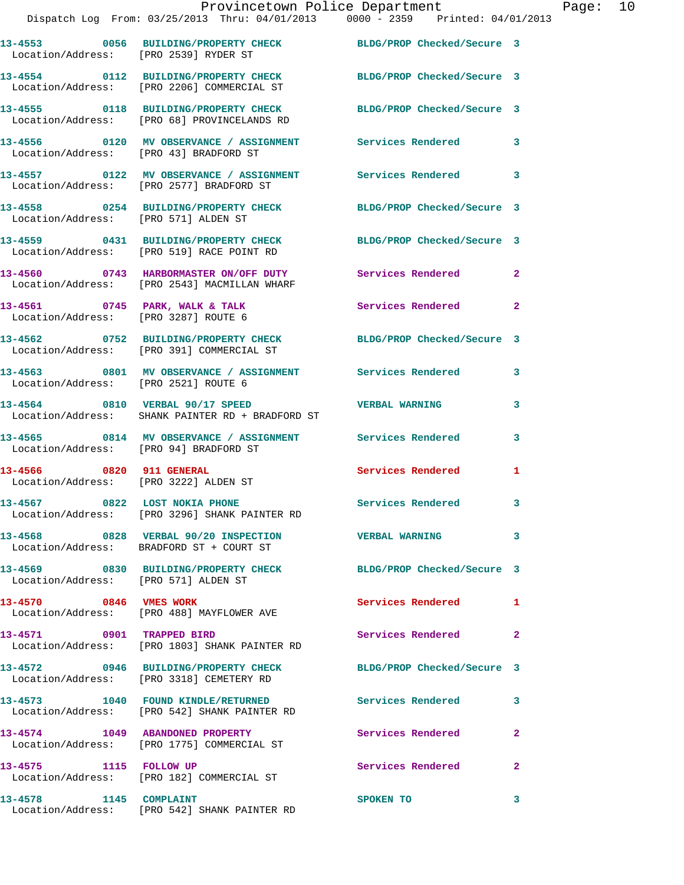13-4553 0056 BUILDING/PROPERTY CHECK BLDG/PROP Checked/Secure 3
Location/Address: [PRO 2539] RYDER ST

13-4554 0112 BUILDING/PROPERTY CHECK BLDG/PROP Checked/Secure 3
Location/Address: [PRO 2206] COMMERCIAL ST

13-4555 0118 BUILDING/PROPERTY CHECK BLDG/PROP Checked/Secure 3
Location/Address: [PRO 68] PROVINCELANDS RD

13-4556 0120 MV OBSERVANCE / ASSIGNMENT Services Rendered 3
Location/Address: [PRO 43] BRADFORD ST

13-4557 0122 MV OBSERVANCE / ASSIGNMENT Services Rendered 3
Location/Address: [PRO 2577] BRADFORD ST

13-4558 0254 BUILDING/PROPERTY CHECK BLDG/PROP Checked/Secure 3
Location/Address: [PRO 571] ALDEN ST

13-4559 0431 BUILDING/PROPERTY CHECK BLDG/PROP Checked/Secure 3
Location/Address: [PRO 519] RACE POINT RD

13-4560 0743 HARBORMASTER ON/OFF DUTY Services Rendered 2
Location/Address: [PRO 2543] MACMILLAN WHARF

13-4561 0745 PARK, WALK & TALK Services Rendered 2
Location/Address: [PRO 3287] ROUTE 6

13-4562 0752 BUILDING/PROPERTY CHECK BLDG/PROP Checked/Secure 3
Location/Address: [PRO 391] COMMERCIAL ST

13-4563 0801 MV OBSERVANCE / ASSIGNMENT Services Rendered 3
Location/Address: [PRO 2521] ROUTE 6

13-4564 0810 VERBAL 90/17 SPEED VERBAL WARNING 3
Location/Address: SHANK PAINTER RD + BRADFORD ST

13-4565 0814 MV OBSERVANCE / ASSIGNMENT Services Rendered 3
Location/Address: [PRO 94] BRADFORD ST

13-4566 0820 911 GENERAL Services Rendered 1
Location/Address: [PRO 3222] ALDEN ST

13-4567 0822 LOST NOKIA PHONE Services Rendered 3
Location/Address: [PRO 3296] SHANK PAINTER RD

13-4568 0828 VERBAL 90/20 INSPECTION VERBAL WARNING 3
Location/Address: BRADFORD ST + COURT ST

13-4569 0830 BUILDING/PROPERTY CHECK BLDG/PROP Checked/Secure 3
Location/Address: [PRO 571] ALDEN ST

13-4570 0846 VMES WORK Services Rendered 1
Location/Address: [PRO 488] MAYFLOWER AVE

13-4571 0901 TRAPPED BIRD Services Rendered 2
Location/Address: [PRO 1803] SHANK PAINTER RD

13-4572 0946 BUILDING/PROPERTY CHECK BLDG/PROP Checked/Secure 3
Location/Address: [PRO 3318] CEMETERY RD

13-4573 1040 FOUND KINDLE/RETURNED Services Rendered 3
Location/Address: [PRO 542] SHANK PAINTER RD

13-4574 1049 ABANDONED PROPERTY Services Rendered 2
Location/Address: [PRO 1775] COMMERCIAL ST

13-4575 1115 FOLLOW UP Services Rendered 2
Location/Address: [PRO 182] COMMERCIAL ST

13-4578 1145 COMPLAINT SPOKEN TO 3
Location/Address: [PRO 542] SHANK PAINTER RD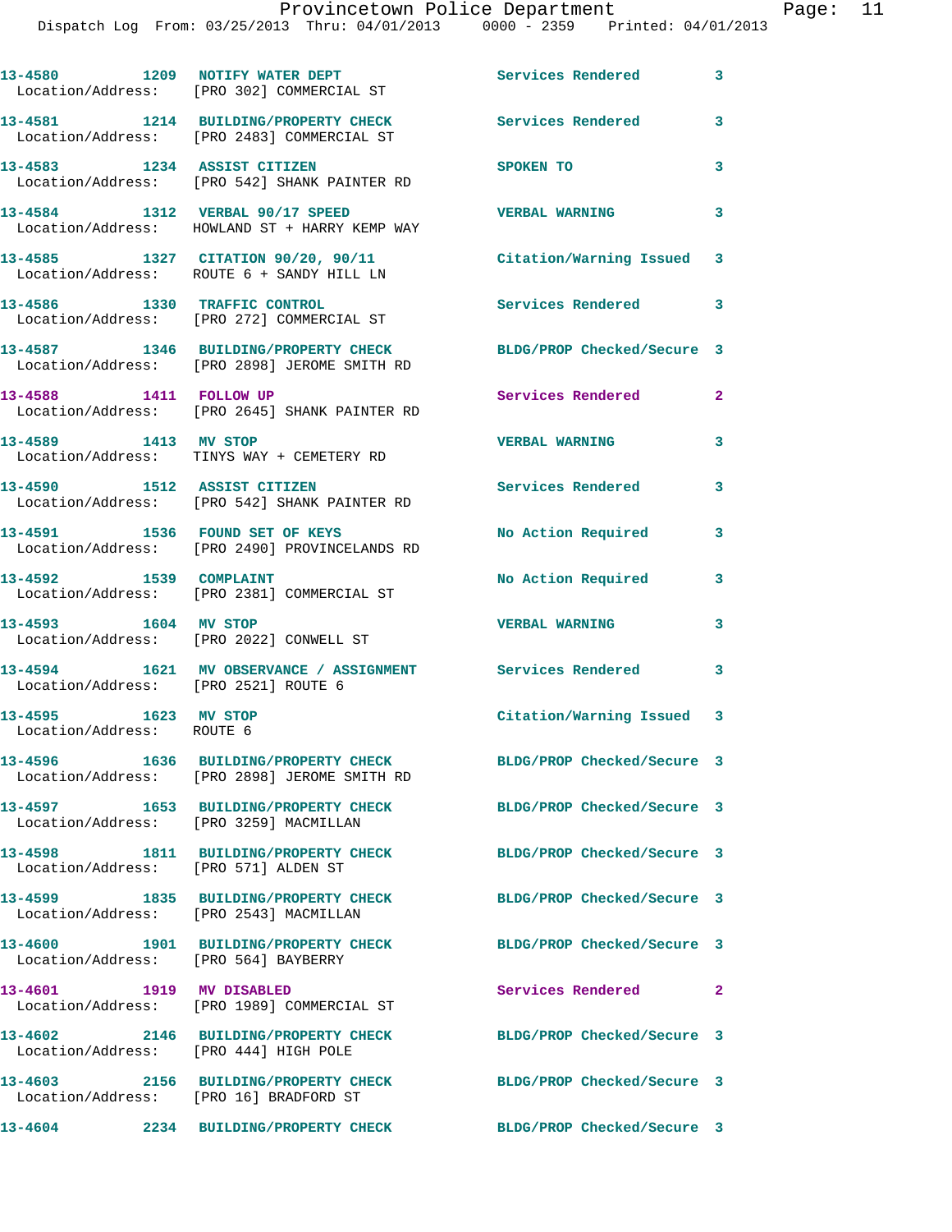13-4580 1209 NOTIFY WATER DEPT Services Rendered 3
Location/Address: [PRO 302] COMMERCIAL ST

13-4581 1214 BUILDING/PROPERTY CHECK Services Rendered 3
Location/Address: [PRO 2483] COMMERCIAL ST

13-4583 1234 ASSIST CITIZEN SPOKEN TO 3
Location/Address: [PRO 542] SHANK PAINTER RD

13-4584 1312 VERBAL 90/17 SPEED VERBAL WARNING 3
Location/Address: HOWLAND ST + HARRY KEMP WAY

13-4585 1327 CITATION 90/20, 90/11 Citation/Warning Issued 3
Location/Address: ROUTE 6 + SANDY HILL LN

13-4586 1330 TRAFFIC CONTROL Services Rendered 3
Location/Address: [PRO 272] COMMERCIAL ST

13-4587 1346 BUILDING/PROPERTY CHECK BLDG/PROP Checked/Secure 3
Location/Address: [PRO 2898] JEROME SMITH RD

13-4588 1411 FOLLOW UP Services Rendered 2
Location/Address: [PRO 2645] SHANK PAINTER RD

13-4589 1413 MV STOP VERBAL WARNING 3
Location/Address: TINYS WAY + CEMETERY RD

13-4590 1512 ASSIST CITIZEN Services Rendered 3
Location/Address: [PRO 542] SHANK PAINTER RD

13-4591 1536 FOUND SET OF KEYS No Action Required 3
Location/Address: [PRO 2490] PROVINCELANDS RD

13-4592 1539 COMPLAINT No Action Required 3
Location/Address: [PRO 2381] COMMERCIAL ST

13-4593 1604 MV STOP VERBAL WARNING 3
Location/Address: [PRO 2022] CONWELL ST

13-4594 1621 MV OBSERVANCE / ASSIGNMENT Services Rendered 3
Location/Address: [PRO 2521] ROUTE 6

13-4595 1623 MV STOP Citation/Warning Issued 3
Location/Address: ROUTE 6

13-4596 1636 BUILDING/PROPERTY CHECK BLDG/PROP Checked/Secure 3
Location/Address: [PRO 2898] JEROME SMITH RD

13-4597 1653 BUILDING/PROPERTY CHECK BLDG/PROP Checked/Secure 3
Location/Address: [PRO 3259] MACMILLAN

13-4598 1811 BUILDING/PROPERTY CHECK BLDG/PROP Checked/Secure 3
Location/Address: [PRO 571] ALDEN ST

13-4599 1835 BUILDING/PROPERTY CHECK BLDG/PROP Checked/Secure 3
Location/Address: [PRO 2543] MACMILLAN

13-4600 1901 BUILDING/PROPERTY CHECK BLDG/PROP Checked/Secure 3
Location/Address: [PRO 564] BAYBERRY

13-4601 1919 MV DISABLED Services Rendered 2
Location/Address: [PRO 1989] COMMERCIAL ST

13-4602 2146 BUILDING/PROPERTY CHECK BLDG/PROP Checked/Secure 3
Location/Address: [PRO 444] HIGH POLE

13-4603 2156 BUILDING/PROPERTY CHECK BLDG/PROP Checked/Secure 3
Location/Address: [PRO 16] BRADFORD ST

13-4604 2234 BUILDING/PROPERTY CHECK BLDG/PROP Checked/Secure 3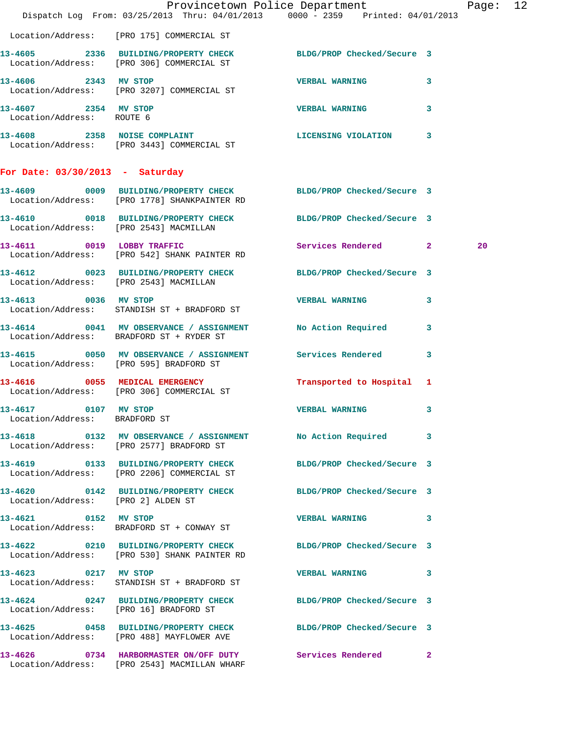Location/Address: [PRO 175] COMMERCIAL ST

| Call # | Time | Call Reason | Action | Priority | |
|---|---|---|---|---|---|
| 13-4605 | 2336 | BUILDING/PROPERTY CHECK | BLDG/PROP Checked/Secure | 3 | |
| Location/Address: [PRO 306] COMMERCIAL ST | | | | | |
| 13-4606 | 2343 | MV STOP | VERBAL WARNING | 3 | |
| Location/Address: [PRO 3207] COMMERCIAL ST | | | | | |
| 13-4607 | 2354 | MV STOP | VERBAL WARNING | 3 | |
| Location/Address: ROUTE 6 | | | | | |
| 13-4608 | 2358 | NOISE COMPLAINT | LICENSING VIOLATION | 3 | |
| Location/Address: [PRO 3443] COMMERCIAL ST | | | | | |

## For Date: 03/30/2013 - Saturday

| Call # | Time | Call Reason | Action | Priority | |
|---|---|---|---|---|---|
| 13-4609 | 0009 | BUILDING/PROPERTY CHECK | BLDG/PROP Checked/Secure | 3 | |
| Location/Address: [PRO 1778] SHANKPAINTER RD | | | | | |
| 13-4610 | 0018 | BUILDING/PROPERTY CHECK | BLDG/PROP Checked/Secure | 3 | |
| Location/Address: [PRO 2543] MACMILLAN | | | | | |
| 13-4611 | 0019 | LOBBY TRAFFIC | Services Rendered | 2 | 20 |
| Location/Address: [PRO 542] SHANK PAINTER RD | | | | | |
| 13-4612 | 0023 | BUILDING/PROPERTY CHECK | BLDG/PROP Checked/Secure | 3 | |
| Location/Address: [PRO 2543] MACMILLAN | | | | | |
| 13-4613 | 0036 | MV STOP | VERBAL WARNING | 3 | |
| Location/Address: STANDISH ST + BRADFORD ST | | | | | |
| 13-4614 | 0041 | MV OBSERVANCE / ASSIGNMENT | No Action Required | 3 | |
| Location/Address: BRADFORD ST + RYDER ST | | | | | |
| 13-4615 | 0050 | MV OBSERVANCE / ASSIGNMENT | Services Rendered | 3 | |
| Location/Address: [PRO 595] BRADFORD ST | | | | | |
| 13-4616 | 0055 | MEDICAL EMERGENCY | Transported to Hospital | 1 | |
| Location/Address: [PRO 306] COMMERCIAL ST | | | | | |
| 13-4617 | 0107 | MV STOP | VERBAL WARNING | 3 | |
| Location/Address: BRADFORD ST | | | | | |
| 13-4618 | 0132 | MV OBSERVANCE / ASSIGNMENT | No Action Required | 3 | |
| Location/Address: [PRO 2577] BRADFORD ST | | | | | |
| 13-4619 | 0133 | BUILDING/PROPERTY CHECK | BLDG/PROP Checked/Secure | 3 | |
| Location/Address: [PRO 2206] COMMERCIAL ST | | | | | |
| 13-4620 | 0142 | BUILDING/PROPERTY CHECK | BLDG/PROP Checked/Secure | 3 | |
| Location/Address: [PRO 2] ALDEN ST | | | | | |
| 13-4621 | 0152 | MV STOP | VERBAL WARNING | 3 | |
| Location/Address: BRADFORD ST + CONWAY ST | | | | | |
| 13-4622 | 0210 | BUILDING/PROPERTY CHECK | BLDG/PROP Checked/Secure | 3 | |
| Location/Address: [PRO 530] SHANK PAINTER RD | | | | | |
| 13-4623 | 0217 | MV STOP | VERBAL WARNING | 3 | |
| Location/Address: STANDISH ST + BRADFORD ST | | | | | |
| 13-4624 | 0247 | BUILDING/PROPERTY CHECK | BLDG/PROP Checked/Secure | 3 | |
| Location/Address: [PRO 16] BRADFORD ST | | | | | |
| 13-4625 | 0458 | BUILDING/PROPERTY CHECK | BLDG/PROP Checked/Secure | 3 | |
| Location/Address: [PRO 488] MAYFLOWER AVE | | | | | |
| 13-4626 | 0734 | HARBORMASTER ON/OFF DUTY | Services Rendered | 2 | |
| Location/Address: [PRO 2543] MACMILLAN WHARF | | | | | |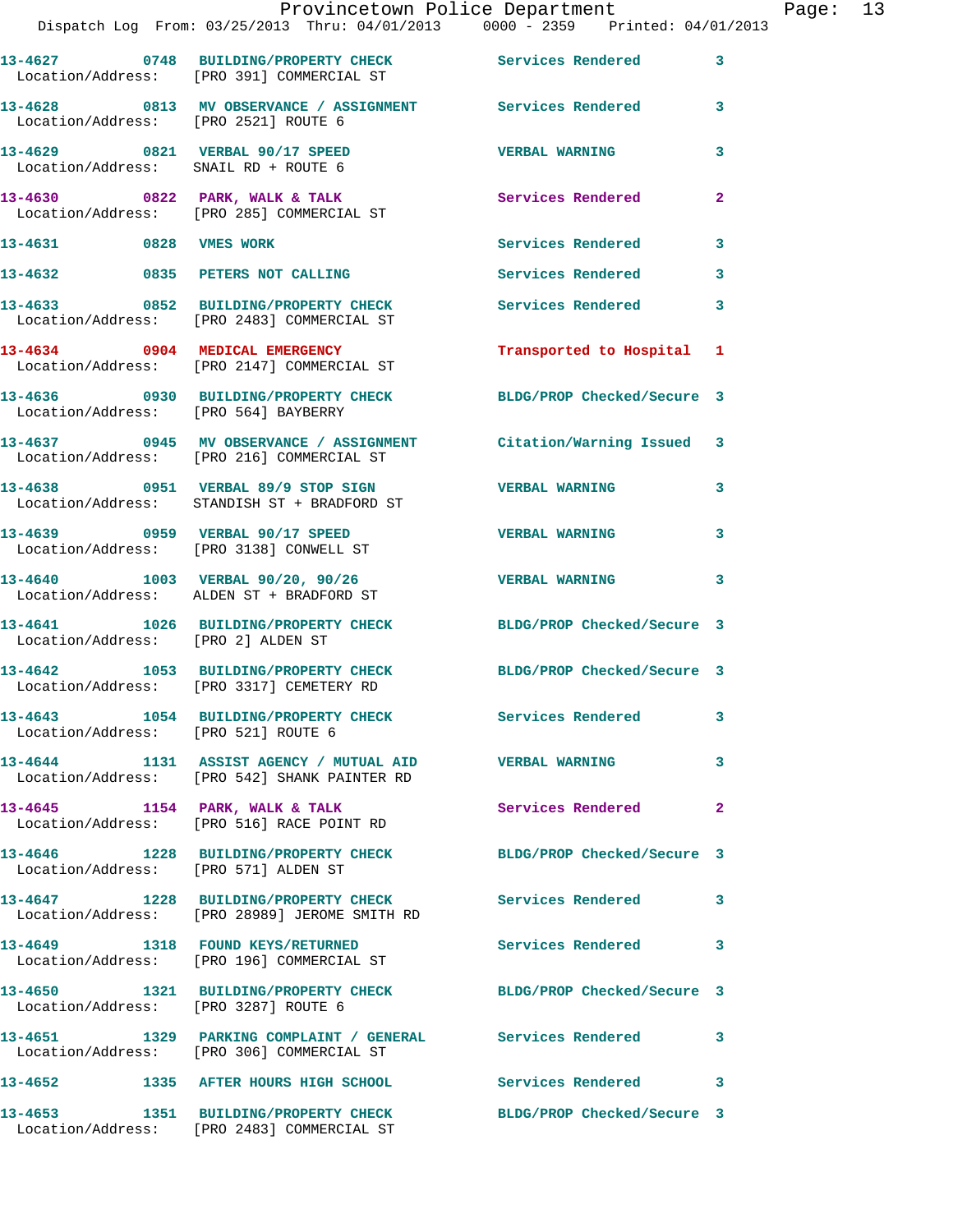| Call # | Time | Call Reason | Action | Priority |
|---|---|---|---|---|
| 13-4627 | 0748 | BUILDING/PROPERTY CHECK | Services Rendered | 3 |
| | | Location/Address: [PRO 391] COMMERCIAL ST | | |
| 13-4628 | 0813 | MV OBSERVANCE / ASSIGNMENT | Services Rendered | 3 |
| | | Location/Address: [PRO 2521] ROUTE 6 | | |
| 13-4629 | 0821 | VERBAL 90/17 SPEED | VERBAL WARNING | 3 |
| | | Location/Address: SNAIL RD + ROUTE 6 | | |
| 13-4630 | 0822 | PARK, WALK & TALK | Services Rendered | 2 |
| | | Location/Address: [PRO 285] COMMERCIAL ST | | |
| 13-4631 | 0828 | VMES WORK | Services Rendered | 3 |
| 13-4632 | 0835 | PETERS NOT CALLING | Services Rendered | 3 |
| 13-4633 | 0852 | BUILDING/PROPERTY CHECK | Services Rendered | 3 |
| | | Location/Address: [PRO 2483] COMMERCIAL ST | | |
| 13-4634 | 0904 | MEDICAL EMERGENCY | Transported to Hospital | 1 |
| | | Location/Address: [PRO 2147] COMMERCIAL ST | | |
| 13-4636 | 0930 | BUILDING/PROPERTY CHECK | BLDG/PROP Checked/Secure | 3 |
| | | Location/Address: [PRO 564] BAYBERRY | | |
| 13-4637 | 0945 | MV OBSERVANCE / ASSIGNMENT | Citation/Warning Issued | 3 |
| | | Location/Address: [PRO 216] COMMERCIAL ST | | |
| 13-4638 | 0951 | VERBAL 89/9 STOP SIGN | VERBAL WARNING | 3 |
| | | Location/Address: STANDISH ST + BRADFORD ST | | |
| 13-4639 | 0959 | VERBAL 90/17 SPEED | VERBAL WARNING | 3 |
| | | Location/Address: [PRO 3138] CONWELL ST | | |
| 13-4640 | 1003 | VERBAL 90/20, 90/26 | VERBAL WARNING | 3 |
| | | Location/Address: ALDEN ST + BRADFORD ST | | |
| 13-4641 | 1026 | BUILDING/PROPERTY CHECK | BLDG/PROP Checked/Secure | 3 |
| | | Location/Address: [PRO 2] ALDEN ST | | |
| 13-4642 | 1053 | BUILDING/PROPERTY CHECK | BLDG/PROP Checked/Secure | 3 |
| | | Location/Address: [PRO 3317] CEMETERY RD | | |
| 13-4643 | 1054 | BUILDING/PROPERTY CHECK | Services Rendered | 3 |
| | | Location/Address: [PRO 521] ROUTE 6 | | |
| 13-4644 | 1131 | ASSIST AGENCY / MUTUAL AID | VERBAL WARNING | 3 |
| | | Location/Address: [PRO 542] SHANK PAINTER RD | | |
| 13-4645 | 1154 | PARK, WALK & TALK | Services Rendered | 2 |
| | | Location/Address: [PRO 516] RACE POINT RD | | |
| 13-4646 | 1228 | BUILDING/PROPERTY CHECK | BLDG/PROP Checked/Secure | 3 |
| | | Location/Address: [PRO 571] ALDEN ST | | |
| 13-4647 | 1228 | BUILDING/PROPERTY CHECK | Services Rendered | 3 |
| | | Location/Address: [PRO 28989] JEROME SMITH RD | | |
| 13-4649 | 1318 | FOUND KEYS/RETURNED | Services Rendered | 3 |
| | | Location/Address: [PRO 196] COMMERCIAL ST | | |
| 13-4650 | 1321 | BUILDING/PROPERTY CHECK | BLDG/PROP Checked/Secure | 3 |
| | | Location/Address: [PRO 3287] ROUTE 6 | | |
| 13-4651 | 1329 | PARKING COMPLAINT / GENERAL | Services Rendered | 3 |
| | | Location/Address: [PRO 306] COMMERCIAL ST | | |
| 13-4652 | 1335 | AFTER HOURS HIGH SCHOOL | Services Rendered | 3 |
| 13-4653 | 1351 | BUILDING/PROPERTY CHECK | BLDG/PROP Checked/Secure | 3 |
| | | Location/Address: [PRO 2483] COMMERCIAL ST | | |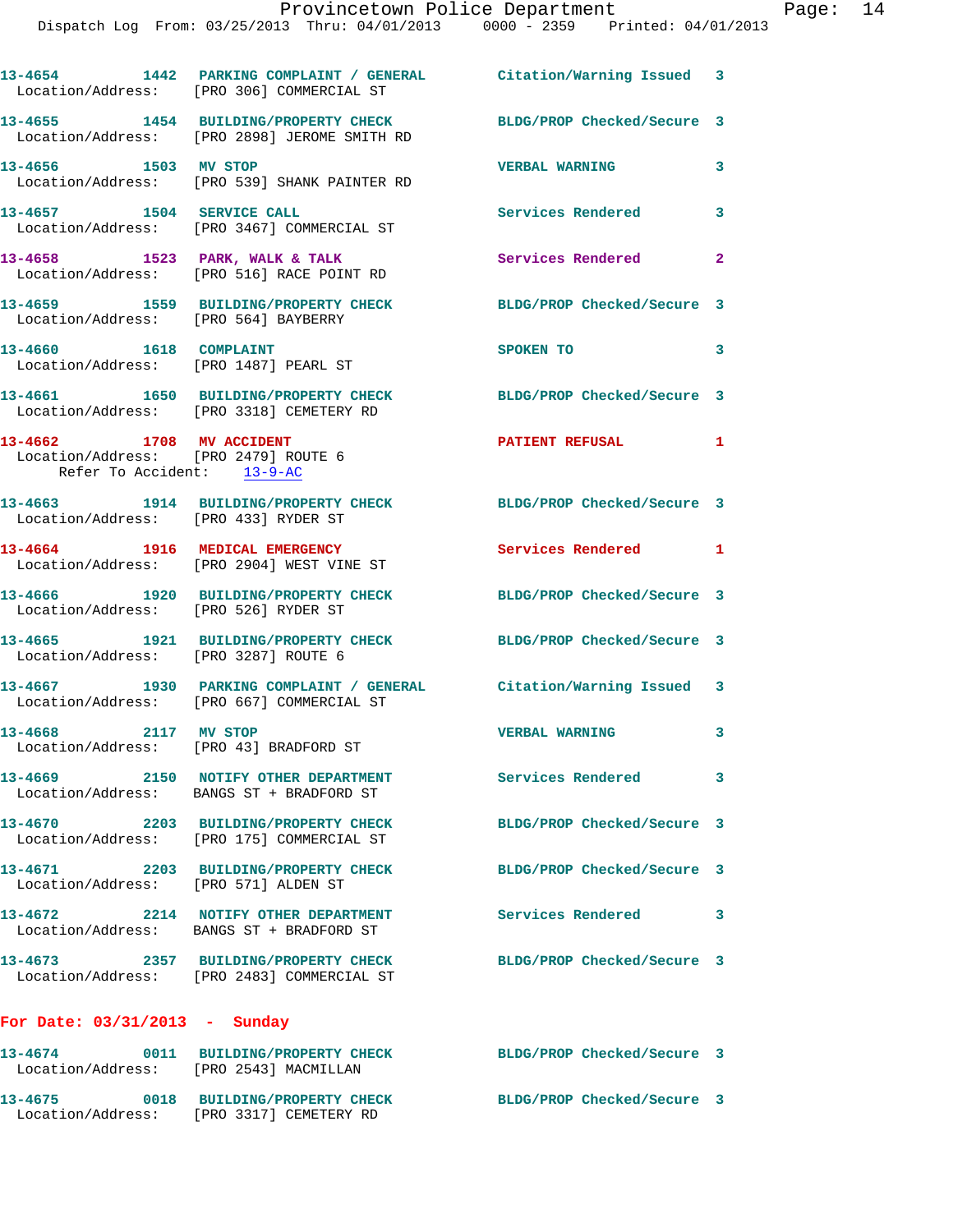**13-4654** 1442 **PARKING COMPLAINT / GENERAL** Citation/Warning Issued 3
Location/Address: [PRO 306] COMMERCIAL ST

**13-4655** 1454 **BUILDING/PROPERTY CHECK** BLDG/PROP Checked/Secure 3
Location/Address: [PRO 2898] JEROME SMITH RD

**13-4656** 1503 **MV STOP** VERBAL WARNING 3
Location/Address: [PRO 539] SHANK PAINTER RD

**13-4657** 1504 **SERVICE CALL** Services Rendered 3
Location/Address: [PRO 3467] COMMERCIAL ST

**13-4658** 1523 **PARK, WALK & TALK** Services Rendered 2
Location/Address: [PRO 516] RACE POINT RD

**13-4659** 1559 **BUILDING/PROPERTY CHECK** BLDG/PROP Checked/Secure 3
Location/Address: [PRO 564] BAYBERRY

**13-4660** 1618 **COMPLAINT** SPOKEN TO 3
Location/Address: [PRO 1487] PEARL ST

**13-4661** 1650 **BUILDING/PROPERTY CHECK** BLDG/PROP Checked/Secure 3
Location/Address: [PRO 3318] CEMETERY RD

**13-4662** 1708 **MV ACCIDENT** PATIENT REFUSAL 1
Location/Address: [PRO 2479] ROUTE 6
Refer To Accident: 13-9-AC

**13-4663** 1914 **BUILDING/PROPERTY CHECK** BLDG/PROP Checked/Secure 3
Location/Address: [PRO 433] RYDER ST

**13-4664** 1916 **MEDICAL EMERGENCY** Services Rendered 1
Location/Address: [PRO 2904] WEST VINE ST

**13-4666** 1920 **BUILDING/PROPERTY CHECK** BLDG/PROP Checked/Secure 3
Location/Address: [PRO 526] RYDER ST

**13-4665** 1921 **BUILDING/PROPERTY CHECK** BLDG/PROP Checked/Secure 3
Location/Address: [PRO 3287] ROUTE 6

**13-4667** 1930 **PARKING COMPLAINT / GENERAL** Citation/Warning Issued 3
Location/Address: [PRO 667] COMMERCIAL ST

**13-4668** 2117 **MV STOP** VERBAL WARNING 3
Location/Address: [PRO 43] BRADFORD ST

**13-4669** 2150 **NOTIFY OTHER DEPARTMENT** Services Rendered 3
Location/Address: BANGS ST + BRADFORD ST

**13-4670** 2203 **BUILDING/PROPERTY CHECK** BLDG/PROP Checked/Secure 3
Location/Address: [PRO 175] COMMERCIAL ST

**13-4671** 2203 **BUILDING/PROPERTY CHECK** BLDG/PROP Checked/Secure 3
Location/Address: [PRO 571] ALDEN ST

**13-4672** 2214 **NOTIFY OTHER DEPARTMENT** Services Rendered 3
Location/Address: BANGS ST + BRADFORD ST

**13-4673** 2357 **BUILDING/PROPERTY CHECK** BLDG/PROP Checked/Secure 3
Location/Address: [PRO 2483] COMMERCIAL ST

## For Date: 03/31/2013 - Sunday

**13-4674** 0011 **BUILDING/PROPERTY CHECK** BLDG/PROP Checked/Secure 3
Location/Address: [PRO 2543] MACMILLAN

**13-4675** 0018 **BUILDING/PROPERTY CHECK** BLDG/PROP Checked/Secure 3
Location/Address: [PRO 3317] CEMETERY RD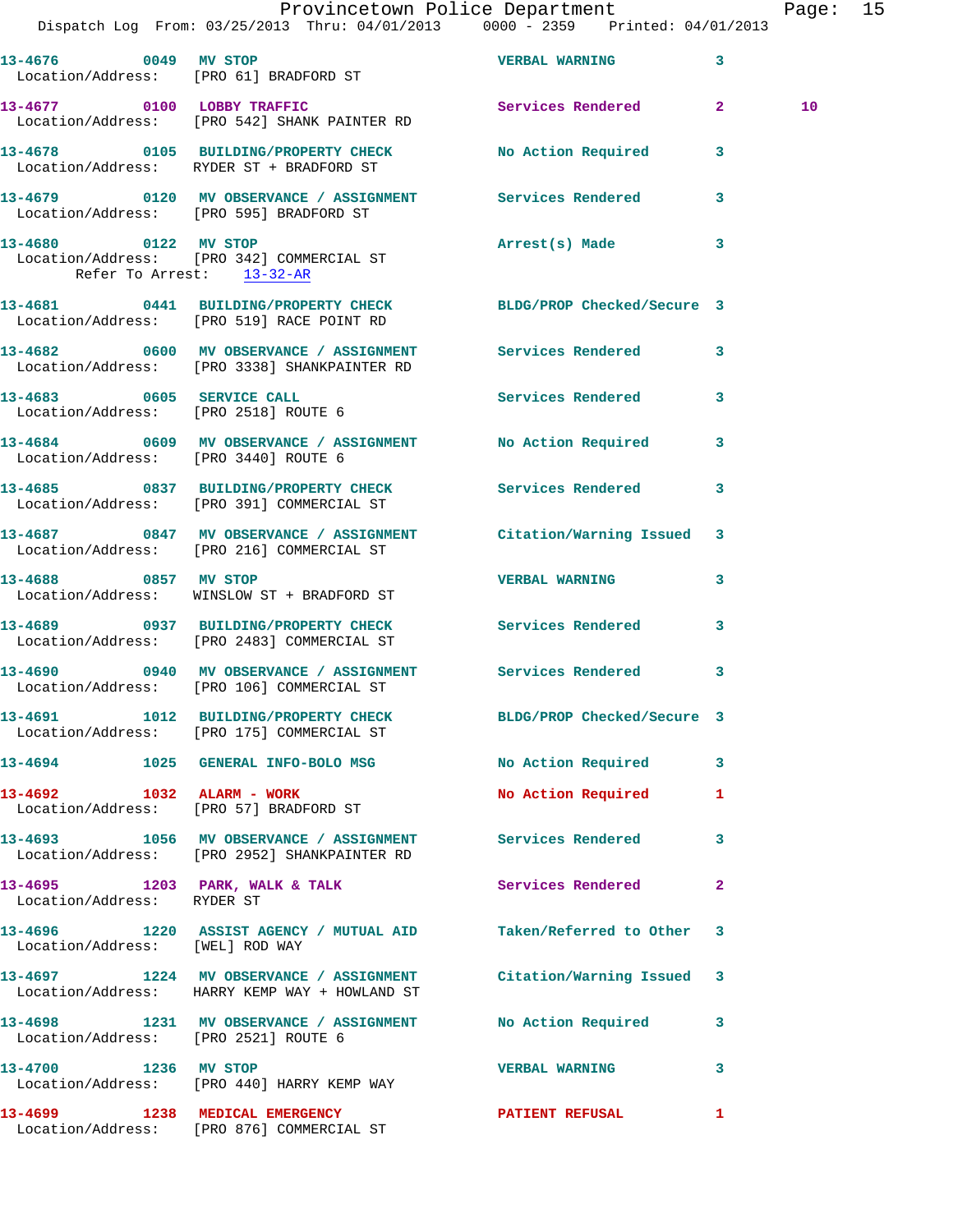13-4676 0049 MV STOP VERBAL WARNING 3
Location/Address: [PRO 61] BRADFORD ST

13-4677 0100 LOBBY TRAFFIC Services Rendered 2 10
Location/Address: [PRO 542] SHANK PAINTER RD

13-4678 0105 BUILDING/PROPERTY CHECK No Action Required 3
Location/Address: RYDER ST + BRADFORD ST

13-4679 0120 MV OBSERVANCE / ASSIGNMENT Services Rendered 3
Location/Address: [PRO 595] BRADFORD ST

13-4680 0122 MV STOP Arrest(s) Made 3
Location/Address: [PRO 342] COMMERCIAL ST
Refer To Arrest: 13-32-AR

13-4681 0441 BUILDING/PROPERTY CHECK BLDG/PROP Checked/Secure 3
Location/Address: [PRO 519] RACE POINT RD

13-4682 0600 MV OBSERVANCE / ASSIGNMENT Services Rendered 3
Location/Address: [PRO 3338] SHANKPAINTER RD

13-4683 0605 SERVICE CALL Services Rendered 3
Location/Address: [PRO 2518] ROUTE 6

13-4684 0609 MV OBSERVANCE / ASSIGNMENT No Action Required 3
Location/Address: [PRO 3440] ROUTE 6

13-4685 0837 BUILDING/PROPERTY CHECK Services Rendered 3
Location/Address: [PRO 391] COMMERCIAL ST

13-4687 0847 MV OBSERVANCE / ASSIGNMENT Citation/Warning Issued 3
Location/Address: [PRO 216] COMMERCIAL ST

13-4688 0857 MV STOP VERBAL WARNING 3
Location/Address: WINSLOW ST + BRADFORD ST

13-4689 0937 BUILDING/PROPERTY CHECK Services Rendered 3
Location/Address: [PRO 2483] COMMERCIAL ST

13-4690 0940 MV OBSERVANCE / ASSIGNMENT Services Rendered 3
Location/Address: [PRO 106] COMMERCIAL ST

13-4691 1012 BUILDING/PROPERTY CHECK BLDG/PROP Checked/Secure 3
Location/Address: [PRO 175] COMMERCIAL ST

13-4694 1025 GENERAL INFO-BOLO MSG No Action Required 3

13-4692 1032 ALARM - WORK No Action Required 1
Location/Address: [PRO 57] BRADFORD ST

13-4693 1056 MV OBSERVANCE / ASSIGNMENT Services Rendered 3
Location/Address: [PRO 2952] SHANKPAINTER RD

13-4695 1203 PARK, WALK & TALK Services Rendered 2
Location/Address: RYDER ST

13-4696 1220 ASSIST AGENCY / MUTUAL AID Taken/Referred to Other 3
Location/Address: [WEL] ROD WAY

13-4697 1224 MV OBSERVANCE / ASSIGNMENT Citation/Warning Issued 3
Location/Address: HARRY KEMP WAY + HOWLAND ST

13-4698 1231 MV OBSERVANCE / ASSIGNMENT No Action Required 3
Location/Address: [PRO 2521] ROUTE 6

13-4700 1236 MV STOP VERBAL WARNING 3
Location/Address: [PRO 440] HARRY KEMP WAY

13-4699 1238 MEDICAL EMERGENCY PATIENT REFUSAL 1
Location/Address: [PRO 876] COMMERCIAL ST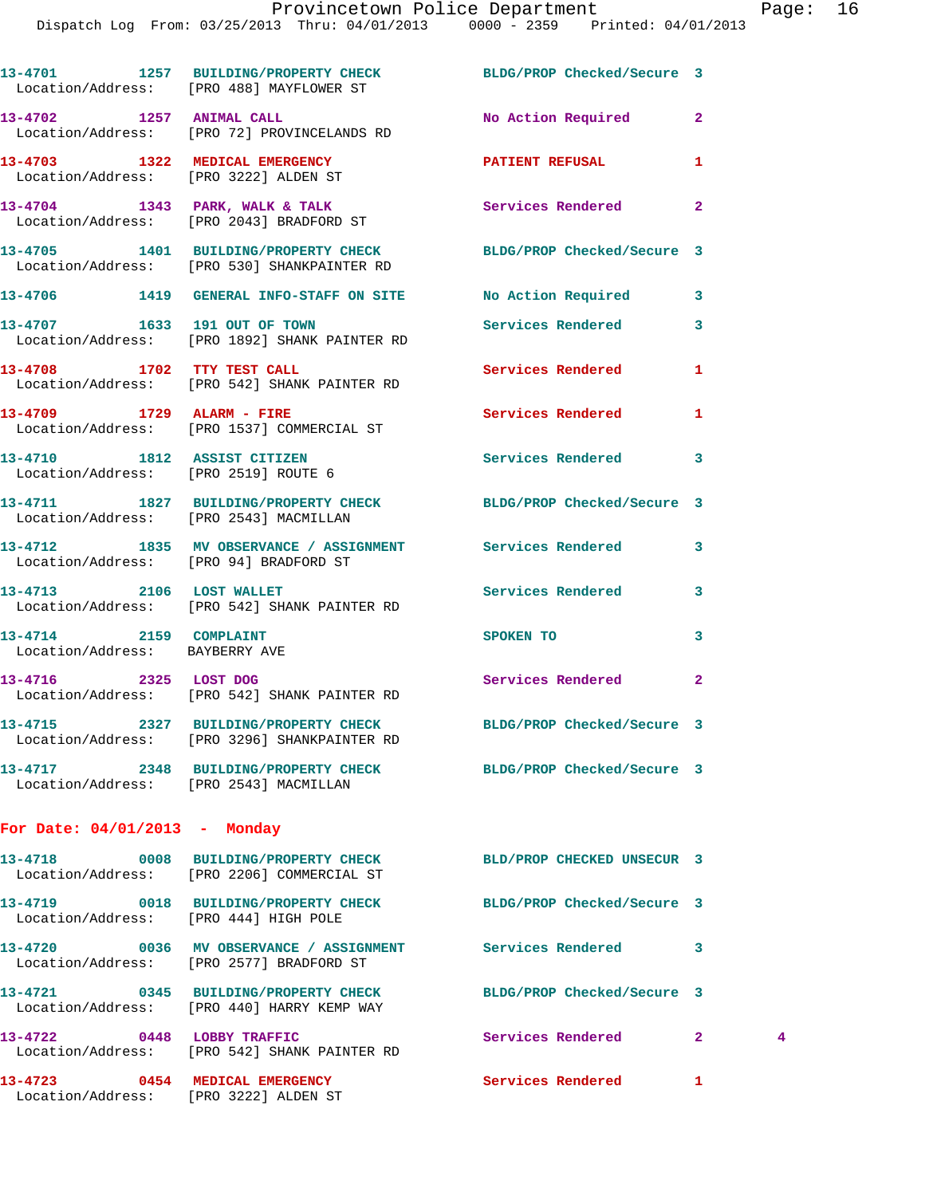13-4701 1257 BUILDING/PROPERTY CHECK BLDG/PROP Checked/Secure 3
Location/Address: [PRO 488] MAYFLOWER ST

13-4702 1257 ANIMAL CALL No Action Required 2
Location/Address: [PRO 72] PROVINCELANDS RD

13-4703 1322 MEDICAL EMERGENCY PATIENT REFUSAL 1
Location/Address: [PRO 3222] ALDEN ST

13-4704 1343 PARK, WALK & TALK Services Rendered 2
Location/Address: [PRO 2043] BRADFORD ST

13-4705 1401 BUILDING/PROPERTY CHECK BLDG/PROP Checked/Secure 3
Location/Address: [PRO 530] SHANKPAINTER RD

13-4706 1419 GENERAL INFO-STAFF ON SITE No Action Required 3

13-4707 1633 191 OUT OF TOWN Services Rendered 3
Location/Address: [PRO 1892] SHANK PAINTER RD

13-4708 1702 TTY TEST CALL Services Rendered 1
Location/Address: [PRO 542] SHANK PAINTER RD

13-4709 1729 ALARM - FIRE Services Rendered 1
Location/Address: [PRO 1537] COMMERCIAL ST

13-4710 1812 ASSIST CITIZEN Services Rendered 3
Location/Address: [PRO 2519] ROUTE 6

13-4711 1827 BUILDING/PROPERTY CHECK BLDG/PROP Checked/Secure 3
Location/Address: [PRO 2543] MACMILLAN

13-4712 1835 MV OBSERVANCE / ASSIGNMENT Services Rendered 3
Location/Address: [PRO 94] BRADFORD ST

13-4713 2106 LOST WALLET Services Rendered 3
Location/Address: [PRO 542] SHANK PAINTER RD

13-4714 2159 COMPLAINT SPOKEN TO 3
Location/Address: BAYBERRY AVE

13-4716 2325 LOST DOG Services Rendered 2
Location/Address: [PRO 542] SHANK PAINTER RD

13-4715 2327 BUILDING/PROPERTY CHECK BLDG/PROP Checked/Secure 3
Location/Address: [PRO 3296] SHANKPAINTER RD

13-4717 2348 BUILDING/PROPERTY CHECK BLDG/PROP Checked/Secure 3
Location/Address: [PRO 2543] MACMILLAN

## For Date: 04/01/2013 - Monday

13-4718 0008 BUILDING/PROPERTY CHECK BLD/PROP CHECKED UNSECUR 3
Location/Address: [PRO 2206] COMMERCIAL ST

13-4719 0018 BUILDING/PROPERTY CHECK BLDG/PROP Checked/Secure 3
Location/Address: [PRO 444] HIGH POLE

13-4720 0036 MV OBSERVANCE / ASSIGNMENT Services Rendered 3
Location/Address: [PRO 2577] BRADFORD ST

13-4721 0345 BUILDING/PROPERTY CHECK BLDG/PROP Checked/Secure 3
Location/Address: [PRO 440] HARRY KEMP WAY

13-4722 0448 LOBBY TRAFFIC Services Rendered 2 4
Location/Address: [PRO 542] SHANK PAINTER RD

13-4723 0454 MEDICAL EMERGENCY Services Rendered 1
Location/Address: [PRO 3222] ALDEN ST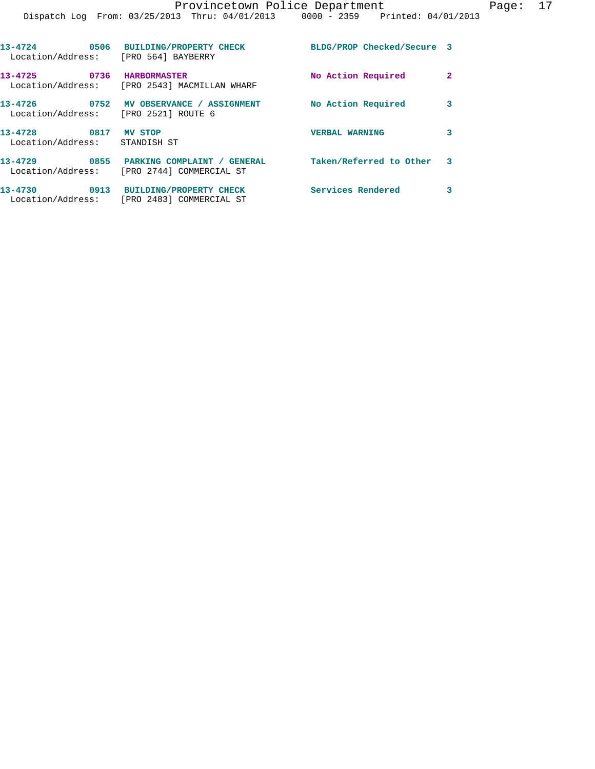**13-4724** **0506** **BUILDING/PROPERTY CHECK** **BLDG/PROP Checked/Secure 3**
Location/Address: [PRO 564] BAYBERRY

**13-4725** **0736** **HARBORMASTER** **No Action Required 2**
Location/Address: [PRO 2543] MACMILLAN WHARF

**13-4726** **0752** **MV OBSERVANCE / ASSIGNMENT** **No Action Required 3**
Location/Address: [PRO 2521] ROUTE 6

**13-4728** **0817** **MV STOP** **VERBAL WARNING 3**
Location/Address: STANDISH ST

**13-4729** **0855** **PARKING COMPLAINT / GENERAL** **Taken/Referred to Other 3**
Location/Address: [PRO 2744] COMMERCIAL ST

**13-4730** **0913** **BUILDING/PROPERTY CHECK** **Services Rendered 3**
Location/Address: [PRO 2483] COMMERCIAL ST